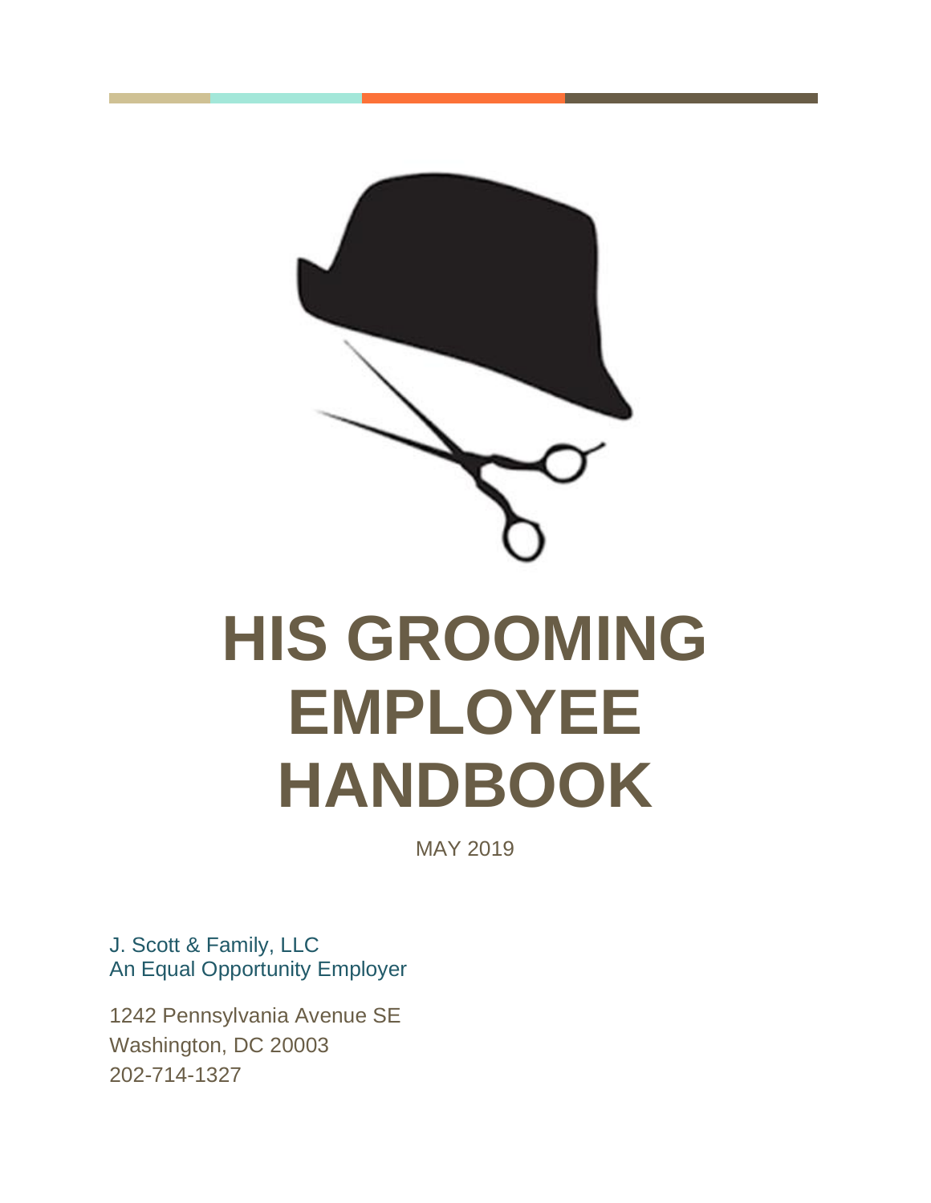# HIS GROOMING EMPLOYEE HANDBOOK

MAY 2019

J. Scott & Family, LLC
An Equal Opportunity Employer

1242 Pennsylvania Avenue SE
Washington, DC 20003
202-714-1327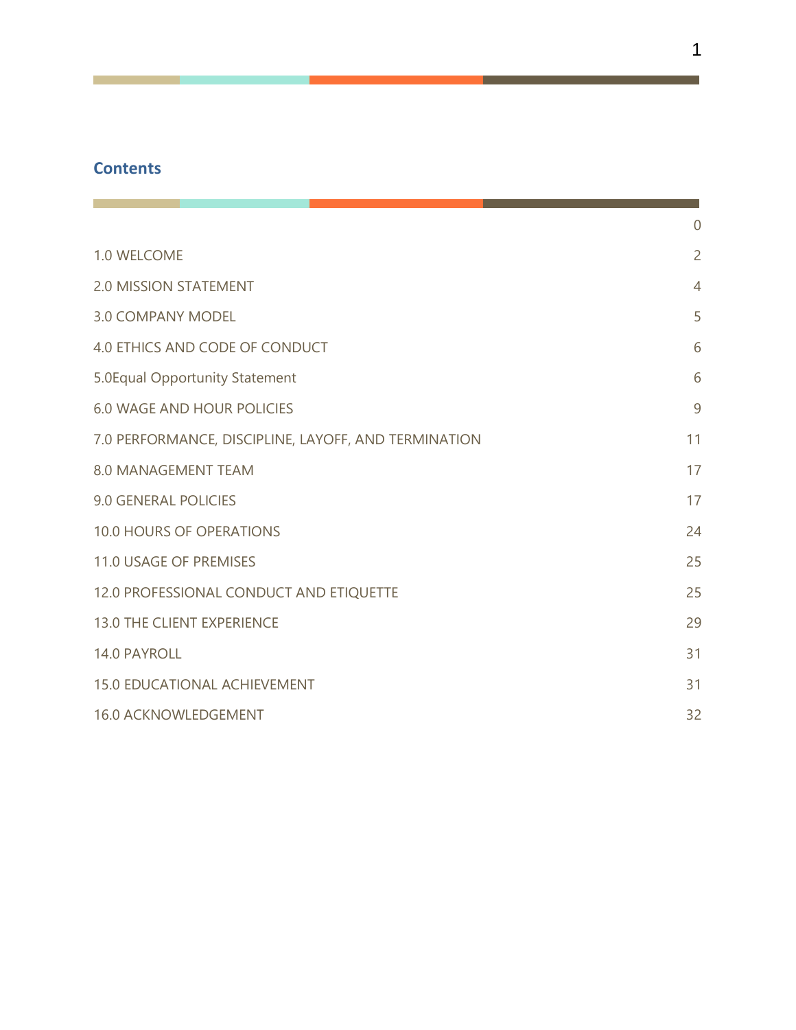## Contents

| | |
|---|---|
| | 0 |
| 1.0 WELCOME | 2 |
| 2.0 MISSION STATEMENT | 4 |
| 3.0 COMPANY MODEL | 5 |
| 4.0 ETHICS AND CODE OF CONDUCT | 6 |
| 5.0Equal Opportunity Statement | 6 |
| 6.0 WAGE AND HOUR POLICIES | 9 |
| 7.0 PERFORMANCE, DISCIPLINE, LAYOFF, AND TERMINATION | 11 |
| 8.0 MANAGEMENT TEAM | 17 |
| 9.0 GENERAL POLICIES | 17 |
| 10.0 HOURS OF OPERATIONS | 24 |
| 11.0 USAGE OF PREMISES | 25 |
| 12.0 PROFESSIONAL CONDUCT AND ETIQUETTE | 25 |
| 13.0 THE CLIENT EXPERIENCE | 29 |
| 14.0 PAYROLL | 31 |
| 15.0 EDUCATIONAL ACHIEVEMENT | 31 |
| 16.0 ACKNOWLEDGEMENT | 32 |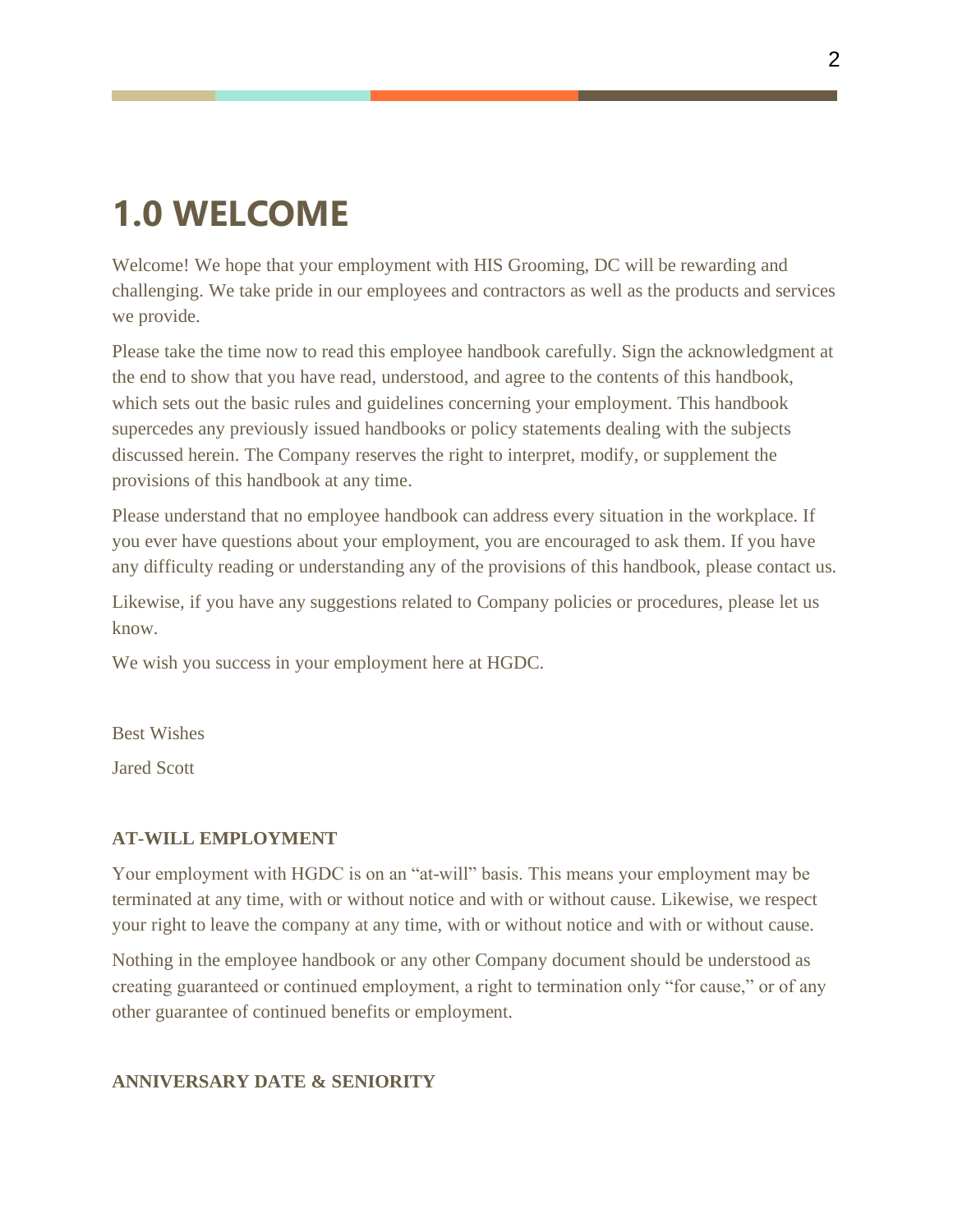# 1.0 WELCOME

Welcome! We hope that your employment with HIS Grooming, DC will be rewarding and challenging. We take pride in our employees and contractors as well as the products and services we provide.

Please take the time now to read this employee handbook carefully. Sign the acknowledgment at the end to show that you have read, understood, and agree to the contents of this handbook, which sets out the basic rules and guidelines concerning your employment. This handbook supercedes any previously issued handbooks or policy statements dealing with the subjects discussed herein. The Company reserves the right to interpret, modify, or supplement the provisions of this handbook at any time.

Please understand that no employee handbook can address every situation in the workplace. If you ever have questions about your employment, you are encouraged to ask them. If you have any difficulty reading or understanding any of the provisions of this handbook, please contact us.

Likewise, if you have any suggestions related to Company policies or procedures, please let us know.

We wish you success in your employment here at HGDC.

Best Wishes

Jared Scott

**AT-WILL EMPLOYMENT**

Your employment with HGDC is on an "at-will" basis. This means your employment may be terminated at any time, with or without notice and with or without cause. Likewise, we respect your right to leave the company at any time, with or without notice and with or without cause.

Nothing in the employee handbook or any other Company document should be understood as creating guaranteed or continued employment, a right to termination only "for cause," or of any other guarantee of continued benefits or employment.

**ANNIVERSARY DATE & SENIORITY**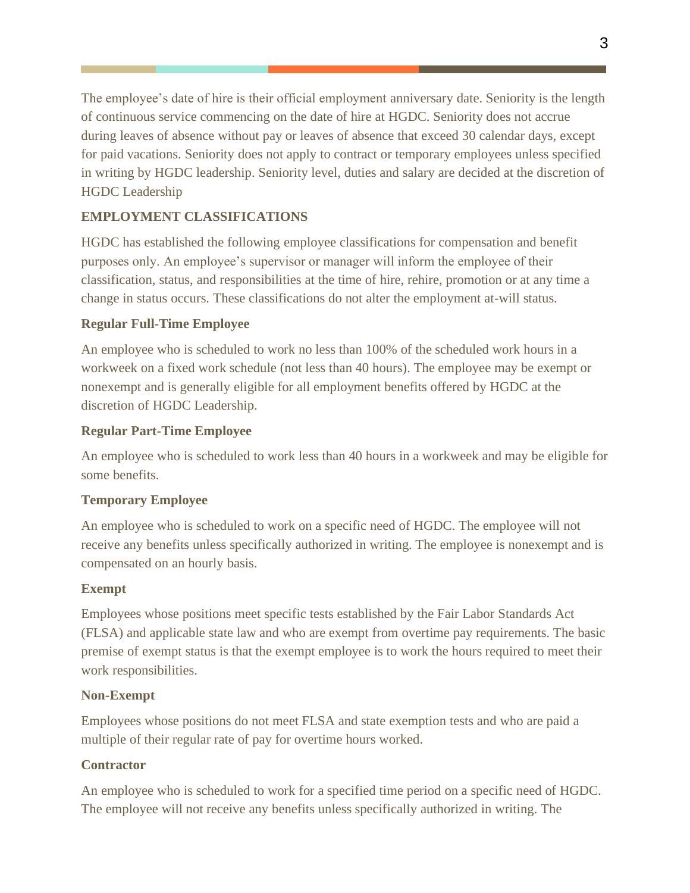The employee's date of hire is their official employment anniversary date. Seniority is the length of continuous service commencing on the date of hire at HGDC. Seniority does not accrue during leaves of absence without pay or leaves of absence that exceed 30 calendar days, except for paid vacations. Seniority does not apply to contract or temporary employees unless specified in writing by HGDC leadership. Seniority level, duties and salary are decided at the discretion of HGDC Leadership

## EMPLOYMENT CLASSIFICATIONS

HGDC has established the following employee classifications for compensation and benefit purposes only. An employee's supervisor or manager will inform the employee of their classification, status, and responsibilities at the time of hire, rehire, promotion or at any time a change in status occurs. These classifications do not alter the employment at-will status.

### Regular Full-Time Employee

An employee who is scheduled to work no less than 100% of the scheduled work hours in a workweek on a fixed work schedule (not less than 40 hours). The employee may be exempt or nonexempt and is generally eligible for all employment benefits offered by HGDC at the discretion of HGDC Leadership.

### Regular Part-Time Employee

An employee who is scheduled to work less than 40 hours in a workweek and may be eligible for some benefits.

### Temporary Employee

An employee who is scheduled to work on a specific need of HGDC. The employee will not receive any benefits unless specifically authorized in writing. The employee is nonexempt and is compensated on an hourly basis.

### Exempt

Employees whose positions meet specific tests established by the Fair Labor Standards Act (FLSA) and applicable state law and who are exempt from overtime pay requirements. The basic premise of exempt status is that the exempt employee is to work the hours required to meet their work responsibilities.

### Non-Exempt

Employees whose positions do not meet FLSA and state exemption tests and who are paid a multiple of their regular rate of pay for overtime hours worked.

### Contractor

An employee who is scheduled to work for a specified time period on a specific need of HGDC. The employee will not receive any benefits unless specifically authorized in writing. The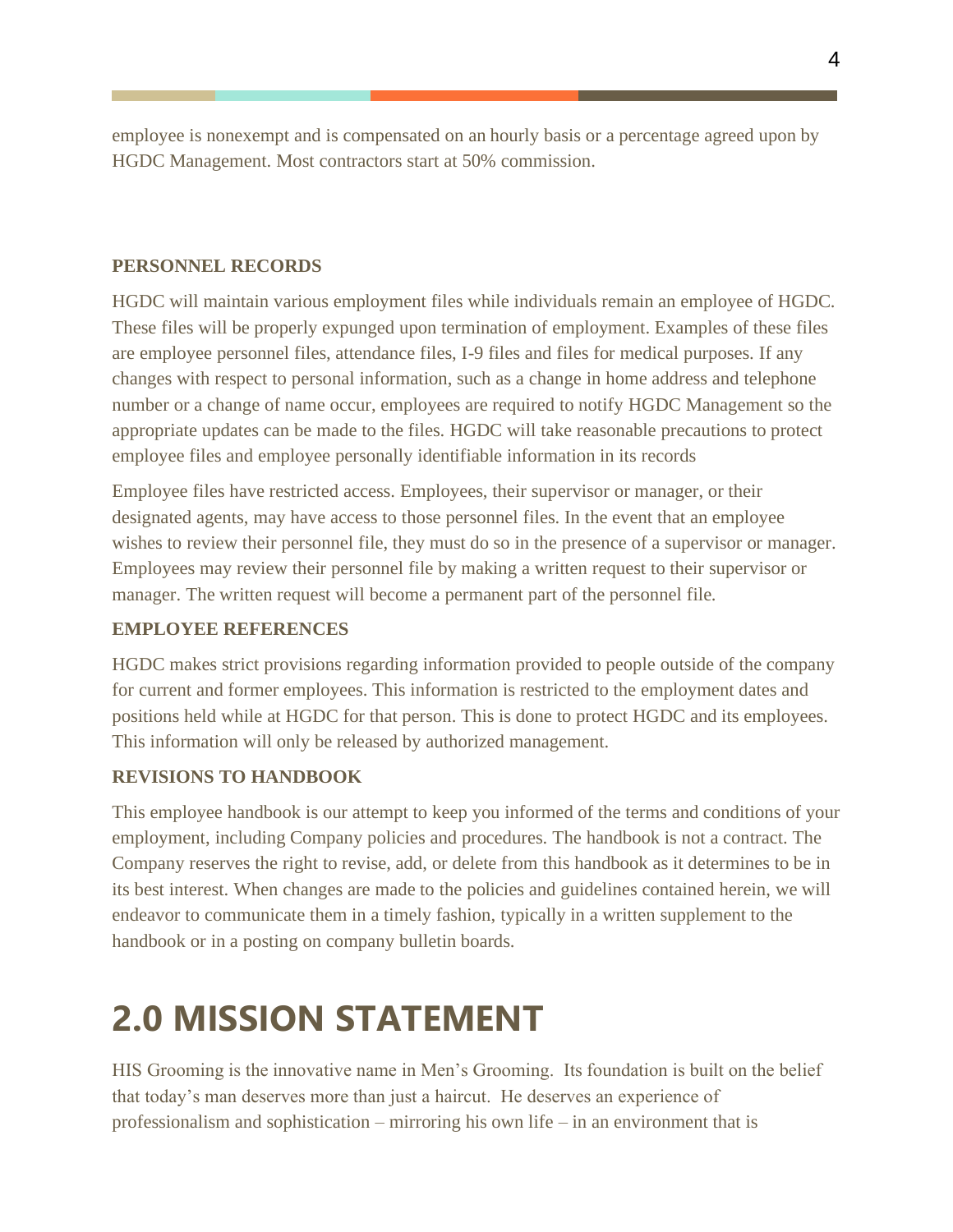employee is nonexempt and is compensated on an hourly basis or a percentage agreed upon by HGDC Management. Most contractors start at 50% commission.

### PERSONNEL RECORDS

HGDC will maintain various employment files while individuals remain an employee of HGDC. These files will be properly expunged upon termination of employment. Examples of these files are employee personnel files, attendance files, I-9 files and files for medical purposes. If any changes with respect to personal information, such as a change in home address and telephone number or a change of name occur, employees are required to notify HGDC Management so the appropriate updates can be made to the files. HGDC will take reasonable precautions to protect employee files and employee personally identifiable information in its records

Employee files have restricted access. Employees, their supervisor or manager, or their designated agents, may have access to those personnel files. In the event that an employee wishes to review their personnel file, they must do so in the presence of a supervisor or manager. Employees may review their personnel file by making a written request to their supervisor or manager. The written request will become a permanent part of the personnel file.

### EMPLOYEE REFERENCES

HGDC makes strict provisions regarding information provided to people outside of the company for current and former employees. This information is restricted to the employment dates and positions held while at HGDC for that person. This is done to protect HGDC and its employees. This information will only be released by authorized management.

### REVISIONS TO HANDBOOK

This employee handbook is our attempt to keep you informed of the terms and conditions of your employment, including Company policies and procedures. The handbook is not a contract. The Company reserves the right to revise, add, or delete from this handbook as it determines to be in its best interest. When changes are made to the policies and guidelines contained herein, we will endeavor to communicate them in a timely fashion, typically in a written supplement to the handbook or in a posting on company bulletin boards.

# 2.0 MISSION STATEMENT

HIS Grooming is the innovative name in Men's Grooming. Its foundation is built on the belief that today's man deserves more than just a haircut. He deserves an experience of professionalism and sophistication – mirroring his own life – in an environment that is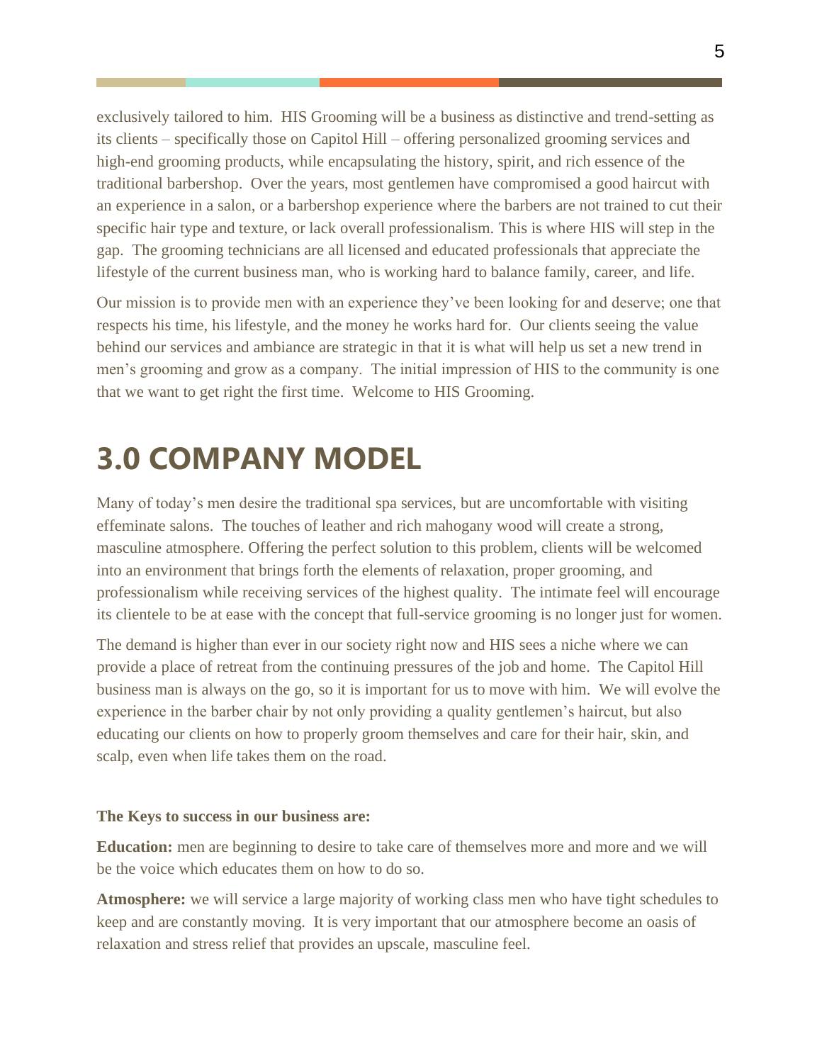exclusively tailored to him. HIS Grooming will be a business as distinctive and trend-setting as its clients – specifically those on Capitol Hill – offering personalized grooming services and high-end grooming products, while encapsulating the history, spirit, and rich essence of the traditional barbershop. Over the years, most gentlemen have compromised a good haircut with an experience in a salon, or a barbershop experience where the barbers are not trained to cut their specific hair type and texture, or lack overall professionalism. This is where HIS will step in the gap. The grooming technicians are all licensed and educated professionals that appreciate the lifestyle of the current business man, who is working hard to balance family, career, and life.

Our mission is to provide men with an experience they've been looking for and deserve; one that respects his time, his lifestyle, and the money he works hard for. Our clients seeing the value behind our services and ambiance are strategic in that it is what will help us set a new trend in men's grooming and grow as a company. The initial impression of HIS to the community is one that we want to get right the first time. Welcome to HIS Grooming.

# 3.0 COMPANY MODEL

Many of today's men desire the traditional spa services, but are uncomfortable with visiting effeminate salons. The touches of leather and rich mahogany wood will create a strong, masculine atmosphere. Offering the perfect solution to this problem, clients will be welcomed into an environment that brings forth the elements of relaxation, proper grooming, and professionalism while receiving services of the highest quality. The intimate feel will encourage its clientele to be at ease with the concept that full-service grooming is no longer just for women.

The demand is higher than ever in our society right now and HIS sees a niche where we can provide a place of retreat from the continuing pressures of the job and home. The Capitol Hill business man is always on the go, so it is important for us to move with him. We will evolve the experience in the barber chair by not only providing a quality gentlemen's haircut, but also educating our clients on how to properly groom themselves and care for their hair, skin, and scalp, even when life takes them on the road.

**The Keys to success in our business are:**

**Education:** men are beginning to desire to take care of themselves more and more and we will be the voice which educates them on how to do so.

**Atmosphere:** we will service a large majority of working class men who have tight schedules to keep and are constantly moving. It is very important that our atmosphere become an oasis of relaxation and stress relief that provides an upscale, masculine feel.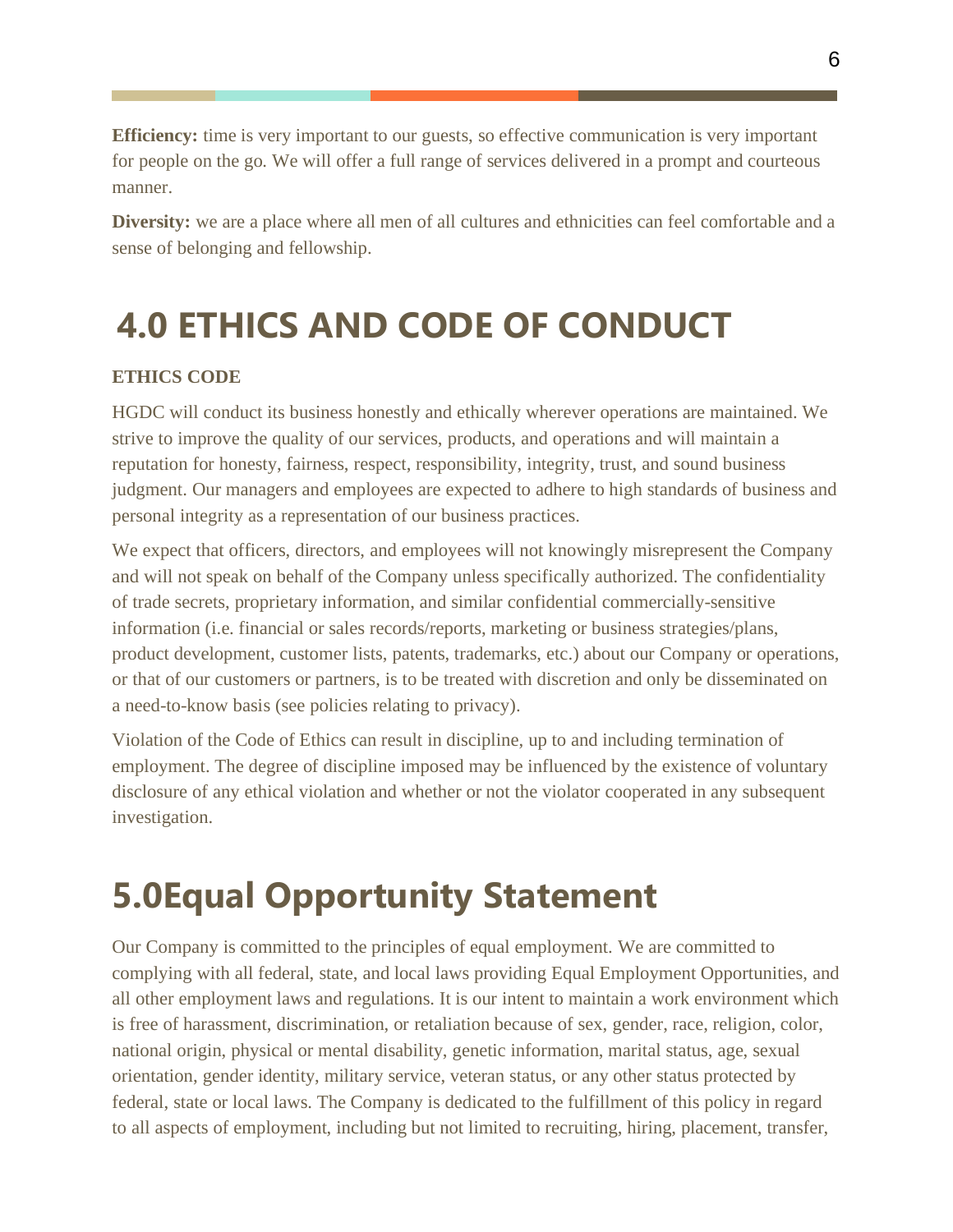**Efficiency:** time is very important to our guests, so effective communication is very important for people on the go. We will offer a full range of services delivered in a prompt and courteous manner.

**Diversity:** we are a place where all men of all cultures and ethnicities can feel comfortable and a sense of belonging and fellowship.

# 4.0 ETHICS AND CODE OF CONDUCT

**ETHICS CODE**

HGDC will conduct its business honestly and ethically wherever operations are maintained. We strive to improve the quality of our services, products, and operations and will maintain a reputation for honesty, fairness, respect, responsibility, integrity, trust, and sound business judgment. Our managers and employees are expected to adhere to high standards of business and personal integrity as a representation of our business practices.

We expect that officers, directors, and employees will not knowingly misrepresent the Company and will not speak on behalf of the Company unless specifically authorized. The confidentiality of trade secrets, proprietary information, and similar confidential commercially-sensitive information (i.e. financial or sales records/reports, marketing or business strategies/plans, product development, customer lists, patents, trademarks, etc.) about our Company or operations, or that of our customers or partners, is to be treated with discretion and only be disseminated on a need-to-know basis (see policies relating to privacy).

Violation of the Code of Ethics can result in discipline, up to and including termination of employment. The degree of discipline imposed may be influenced by the existence of voluntary disclosure of any ethical violation and whether or not the violator cooperated in any subsequent investigation.

# 5.0Equal Opportunity Statement

Our Company is committed to the principles of equal employment. We are committed to complying with all federal, state, and local laws providing Equal Employment Opportunities, and all other employment laws and regulations. It is our intent to maintain a work environment which is free of harassment, discrimination, or retaliation because of sex, gender, race, religion, color, national origin, physical or mental disability, genetic information, marital status, age, sexual orientation, gender identity, military service, veteran status, or any other status protected by federal, state or local laws. The Company is dedicated to the fulfillment of this policy in regard to all aspects of employment, including but not limited to recruiting, hiring, placement, transfer,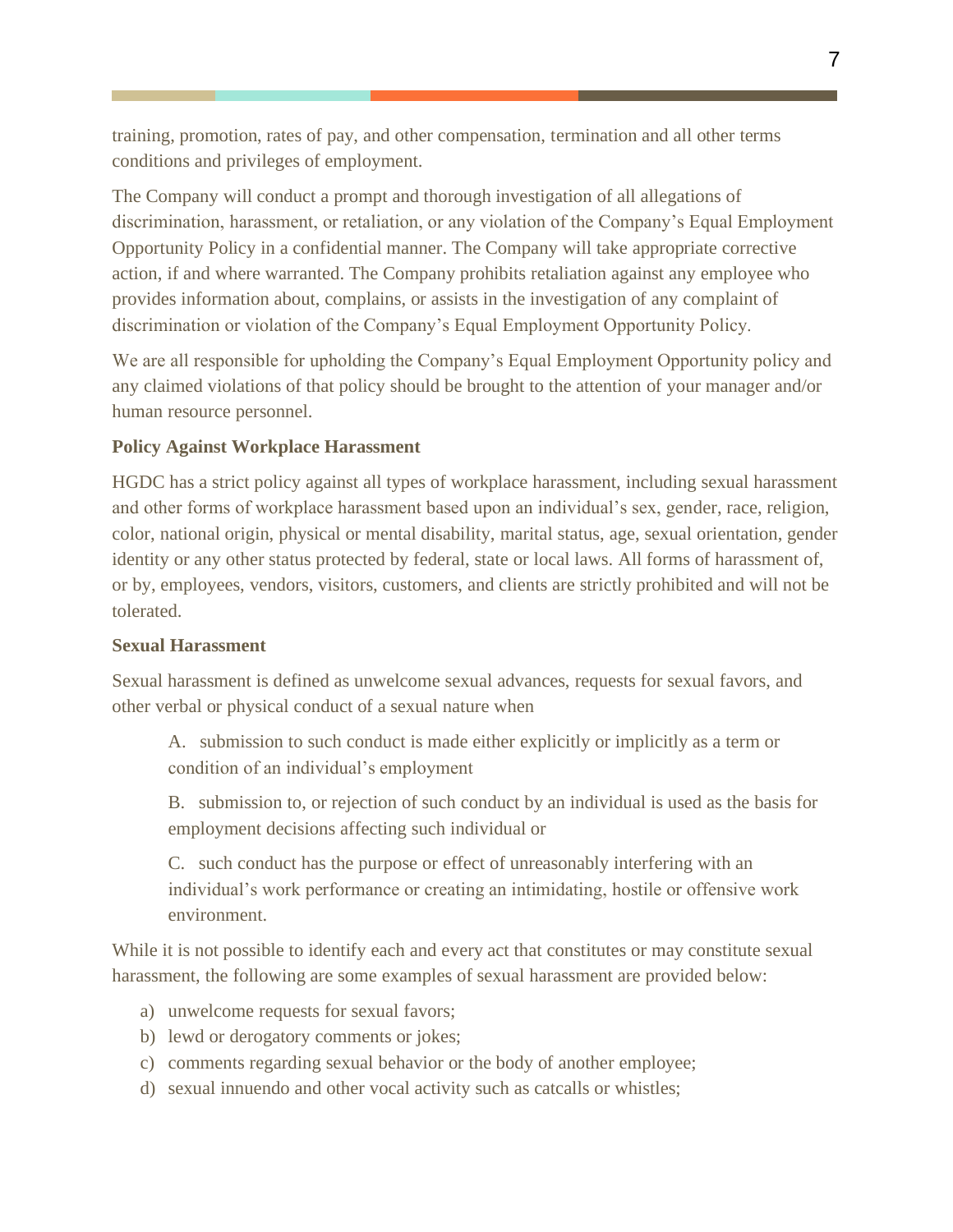training, promotion, rates of pay, and other compensation, termination and all other terms conditions and privileges of employment.

The Company will conduct a prompt and thorough investigation of all allegations of discrimination, harassment, or retaliation, or any violation of the Company's Equal Employment Opportunity Policy in a confidential manner. The Company will take appropriate corrective action, if and where warranted. The Company prohibits retaliation against any employee who provides information about, complains, or assists in the investigation of any complaint of discrimination or violation of the Company's Equal Employment Opportunity Policy.

We are all responsible for upholding the Company's Equal Employment Opportunity policy and any claimed violations of that policy should be brought to the attention of your manager and/or human resource personnel.

**Policy Against Workplace Harassment**

HGDC has a strict policy against all types of workplace harassment, including sexual harassment and other forms of workplace harassment based upon an individual's sex, gender, race, religion, color, national origin, physical or mental disability, marital status, age, sexual orientation, gender identity or any other status protected by federal, state or local laws. All forms of harassment of, or by, employees, vendors, visitors, customers, and clients are strictly prohibited and will not be tolerated.

**Sexual Harassment**

Sexual harassment is defined as unwelcome sexual advances, requests for sexual favors, and other verbal or physical conduct of a sexual nature when

A. submission to such conduct is made either explicitly or implicitly as a term or condition of an individual's employment

B. submission to, or rejection of such conduct by an individual is used as the basis for employment decisions affecting such individual or

C. such conduct has the purpose or effect of unreasonably interfering with an individual's work performance or creating an intimidating, hostile or offensive work environment.

While it is not possible to identify each and every act that constitutes or may constitute sexual harassment, the following are some examples of sexual harassment are provided below:

a) unwelcome requests for sexual favors;
b) lewd or derogatory comments or jokes;
c) comments regarding sexual behavior or the body of another employee;
d) sexual innuendo and other vocal activity such as catcalls or whistles;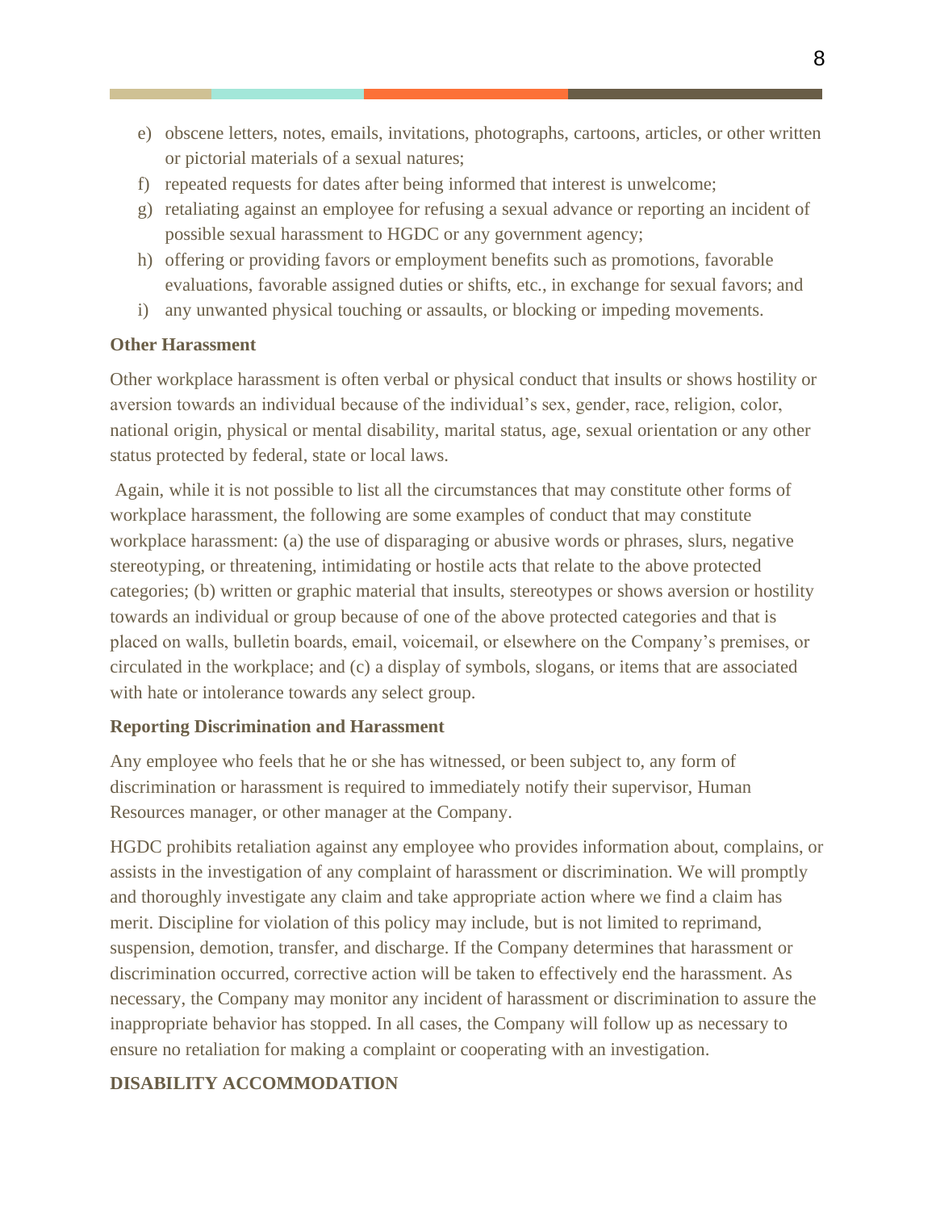e) obscene letters, notes, emails, invitations, photographs, cartoons, articles, or other written or pictorial materials of a sexual natures;
f) repeated requests for dates after being informed that interest is unwelcome;
g) retaliating against an employee for refusing a sexual advance or reporting an incident of possible sexual harassment to HGDC or any government agency;
h) offering or providing favors or employment benefits such as promotions, favorable evaluations, favorable assigned duties or shifts, etc., in exchange for sexual favors; and
i) any unwanted physical touching or assaults, or blocking or impeding movements.

**Other Harassment**

Other workplace harassment is often verbal or physical conduct that insults or shows hostility or aversion towards an individual because of the individual's sex, gender, race, religion, color, national origin, physical or mental disability, marital status, age, sexual orientation or any other status protected by federal, state or local laws.

Again, while it is not possible to list all the circumstances that may constitute other forms of workplace harassment, the following are some examples of conduct that may constitute workplace harassment: (a) the use of disparaging or abusive words or phrases, slurs, negative stereotyping, or threatening, intimidating or hostile acts that relate to the above protected categories; (b) written or graphic material that insults, stereotypes or shows aversion or hostility towards an individual or group because of one of the above protected categories and that is placed on walls, bulletin boards, email, voicemail, or elsewhere on the Company's premises, or circulated in the workplace; and (c) a display of symbols, slogans, or items that are associated with hate or intolerance towards any select group.

**Reporting Discrimination and Harassment**

Any employee who feels that he or she has witnessed, or been subject to, any form of discrimination or harassment is required to immediately notify their supervisor, Human Resources manager, or other manager at the Company.

HGDC prohibits retaliation against any employee who provides information about, complains, or assists in the investigation of any complaint of harassment or discrimination. We will promptly and thoroughly investigate any claim and take appropriate action where we find a claim has merit. Discipline for violation of this policy may include, but is not limited to reprimand, suspension, demotion, transfer, and discharge. If the Company determines that harassment or discrimination occurred, corrective action will be taken to effectively end the harassment. As necessary, the Company may monitor any incident of harassment or discrimination to assure the inappropriate behavior has stopped. In all cases, the Company will follow up as necessary to ensure no retaliation for making a complaint or cooperating with an investigation.

**DISABILITY ACCOMMODATION**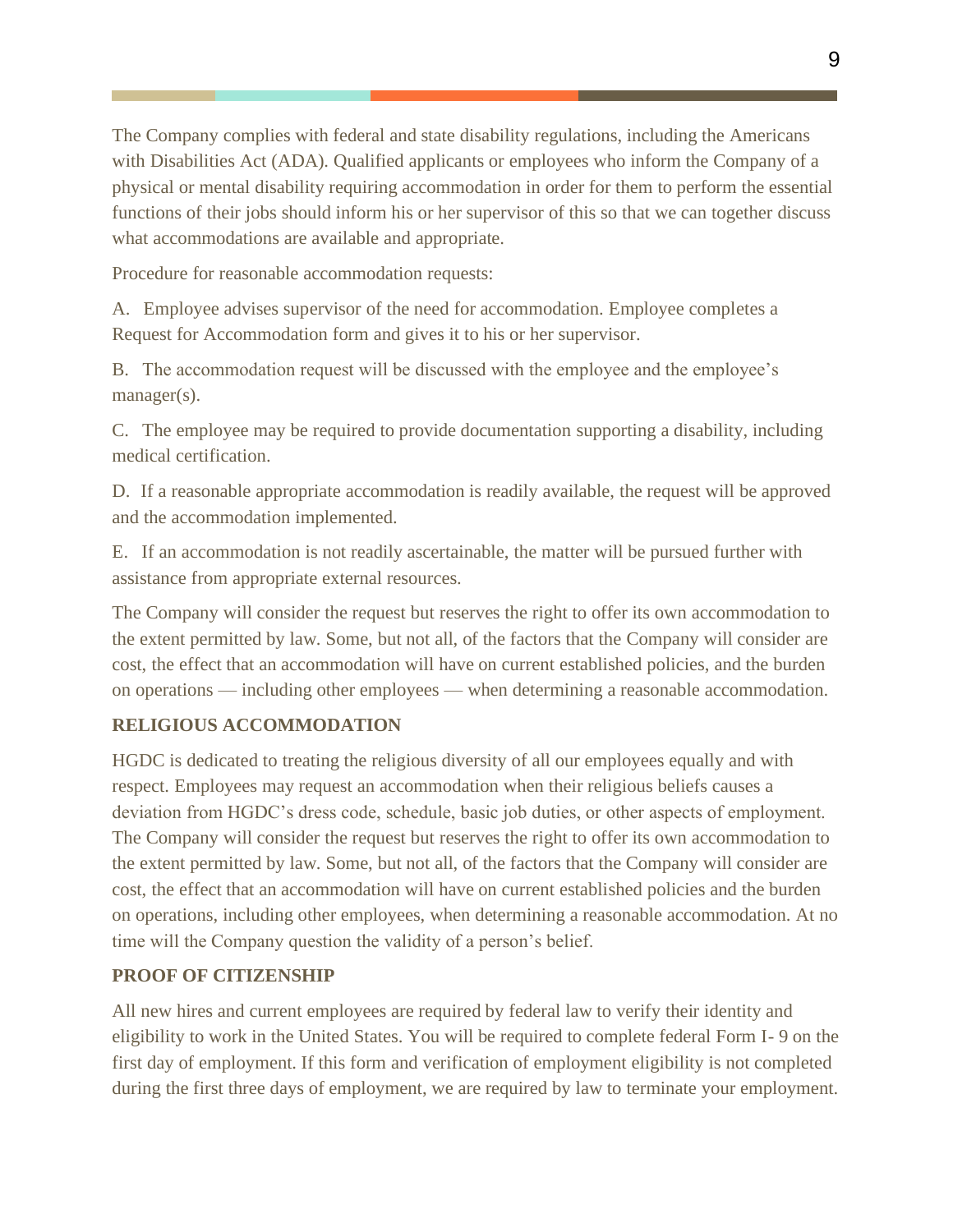The Company complies with federal and state disability regulations, including the Americans with Disabilities Act (ADA). Qualified applicants or employees who inform the Company of a physical or mental disability requiring accommodation in order for them to perform the essential functions of their jobs should inform his or her supervisor of this so that we can together discuss what accommodations are available and appropriate.

Procedure for reasonable accommodation requests:

A. Employee advises supervisor of the need for accommodation. Employee completes a Request for Accommodation form and gives it to his or her supervisor.

B. The accommodation request will be discussed with the employee and the employee's manager(s).

C. The employee may be required to provide documentation supporting a disability, including medical certification.

D. If a reasonable appropriate accommodation is readily available, the request will be approved and the accommodation implemented.

E. If an accommodation is not readily ascertainable, the matter will be pursued further with assistance from appropriate external resources.

The Company will consider the request but reserves the right to offer its own accommodation to the extent permitted by law. Some, but not all, of the factors that the Company will consider are cost, the effect that an accommodation will have on current established policies, and the burden on operations — including other employees — when determining a reasonable accommodation.

**RELIGIOUS ACCOMMODATION**

HGDC is dedicated to treating the religious diversity of all our employees equally and with respect. Employees may request an accommodation when their religious beliefs causes a deviation from HGDC's dress code, schedule, basic job duties, or other aspects of employment. The Company will consider the request but reserves the right to offer its own accommodation to the extent permitted by law. Some, but not all, of the factors that the Company will consider are cost, the effect that an accommodation will have on current established policies and the burden on operations, including other employees, when determining a reasonable accommodation. At no time will the Company question the validity of a person's belief.

**PROOF OF CITIZENSHIP**

All new hires and current employees are required by federal law to verify their identity and eligibility to work in the United States. You will be required to complete federal Form I- 9 on the first day of employment. If this form and verification of employment eligibility is not completed during the first three days of employment, we are required by law to terminate your employment.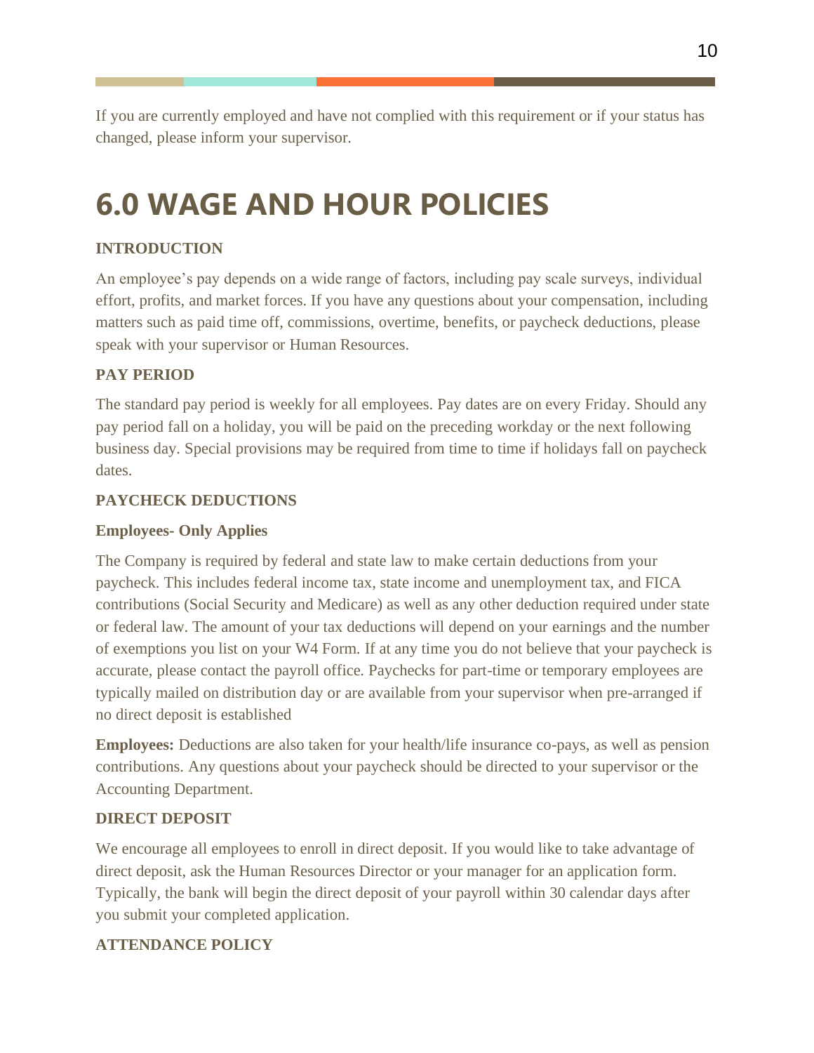If you are currently employed and have not complied with this requirement or if your status has changed, please inform your supervisor.

# 6.0 WAGE AND HOUR POLICIES

### INTRODUCTION

An employee's pay depends on a wide range of factors, including pay scale surveys, individual effort, profits, and market forces. If you have any questions about your compensation, including matters such as paid time off, commissions, overtime, benefits, or paycheck deductions, please speak with your supervisor or Human Resources.

### PAY PERIOD

The standard pay period is weekly for all employees. Pay dates are on every Friday. Should any pay period fall on a holiday, you will be paid on the preceding workday or the next following business day. Special provisions may be required from time to time if holidays fall on paycheck dates.

### PAYCHECK DEDUCTIONS

**Employees- Only Applies**

The Company is required by federal and state law to make certain deductions from your paycheck. This includes federal income tax, state income and unemployment tax, and FICA contributions (Social Security and Medicare) as well as any other deduction required under state or federal law. The amount of your tax deductions will depend on your earnings and the number of exemptions you list on your W4 Form. If at any time you do not believe that your paycheck is accurate, please contact the payroll office. Paychecks for part-time or temporary employees are typically mailed on distribution day or are available from your supervisor when pre-arranged if no direct deposit is established

**Employees:** Deductions are also taken for your health/life insurance co-pays, as well as pension contributions. Any questions about your paycheck should be directed to your supervisor or the Accounting Department.

### DIRECT DEPOSIT

We encourage all employees to enroll in direct deposit. If you would like to take advantage of direct deposit, ask the Human Resources Director or your manager for an application form. Typically, the bank will begin the direct deposit of your payroll within 30 calendar days after you submit your completed application.

### ATTENDANCE POLICY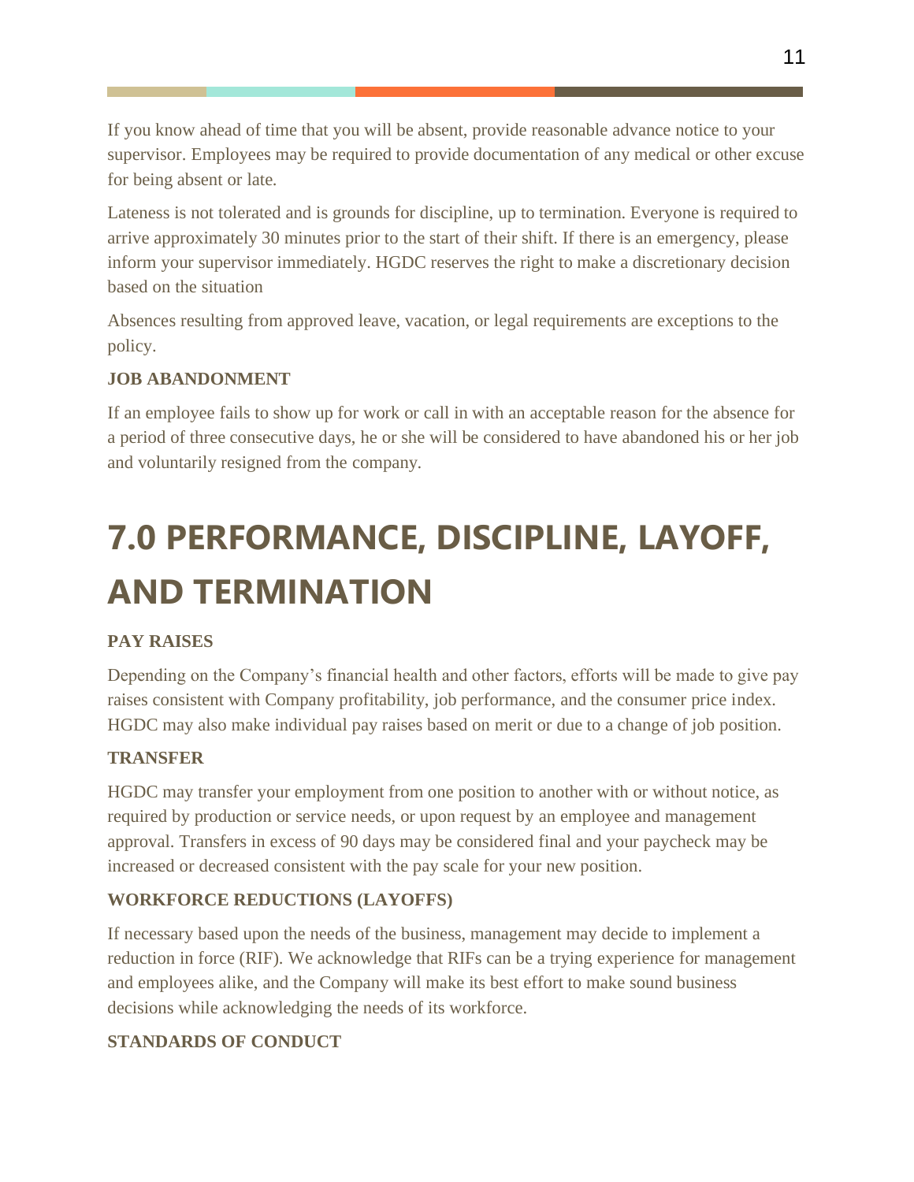If you know ahead of time that you will be absent, provide reasonable advance notice to your supervisor. Employees may be required to provide documentation of any medical or other excuse for being absent or late.

Lateness is not tolerated and is grounds for discipline, up to termination. Everyone is required to arrive approximately 30 minutes prior to the start of their shift. If there is an emergency, please inform your supervisor immediately. HGDC reserves the right to make a discretionary decision based on the situation

Absences resulting from approved leave, vacation, or legal requirements are exceptions to the policy.

**JOB ABANDONMENT**

If an employee fails to show up for work or call in with an acceptable reason for the absence for a period of three consecutive days, he or she will be considered to have abandoned his or her job and voluntarily resigned from the company.

# 7.0 PERFORMANCE, DISCIPLINE, LAYOFF, AND TERMINATION

**PAY RAISES**

Depending on the Company's financial health and other factors, efforts will be made to give pay raises consistent with Company profitability, job performance, and the consumer price index. HGDC may also make individual pay raises based on merit or due to a change of job position.

**TRANSFER**

HGDC may transfer your employment from one position to another with or without notice, as required by production or service needs, or upon request by an employee and management approval. Transfers in excess of 90 days may be considered final and your paycheck may be increased or decreased consistent with the pay scale for your new position.

**WORKFORCE REDUCTIONS (LAYOFFS)**

If necessary based upon the needs of the business, management may decide to implement a reduction in force (RIF). We acknowledge that RIFs can be a trying experience for management and employees alike, and the Company will make its best effort to make sound business decisions while acknowledging the needs of its workforce.

**STANDARDS OF CONDUCT**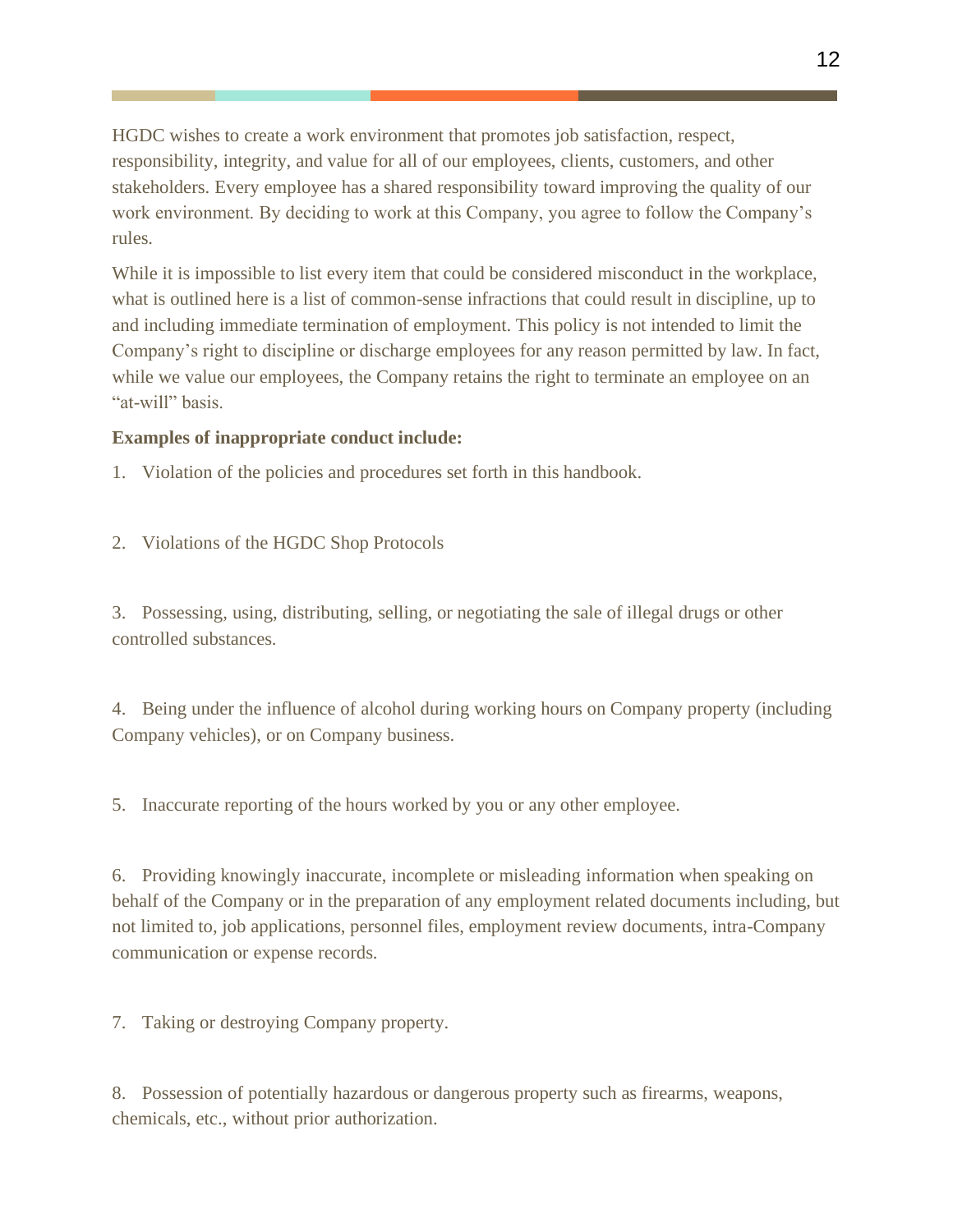HGDC wishes to create a work environment that promotes job satisfaction, respect, responsibility, integrity, and value for all of our employees, clients, customers, and other stakeholders. Every employee has a shared responsibility toward improving the quality of our work environment. By deciding to work at this Company, you agree to follow the Company's rules.

While it is impossible to list every item that could be considered misconduct in the workplace, what is outlined here is a list of common-sense infractions that could result in discipline, up to and including immediate termination of employment. This policy is not intended to limit the Company's right to discipline or discharge employees for any reason permitted by law. In fact, while we value our employees, the Company retains the right to terminate an employee on an "at-will" basis.

**Examples of inappropriate conduct include:**

1. Violation of the policies and procedures set forth in this handbook.

2. Violations of the HGDC Shop Protocols

3. Possessing, using, distributing, selling, or negotiating the sale of illegal drugs or other controlled substances.

4. Being under the influence of alcohol during working hours on Company property (including Company vehicles), or on Company business.

5. Inaccurate reporting of the hours worked by you or any other employee.

6. Providing knowingly inaccurate, incomplete or misleading information when speaking on behalf of the Company or in the preparation of any employment related documents including, but not limited to, job applications, personnel files, employment review documents, intra-Company communication or expense records.

7. Taking or destroying Company property.

8. Possession of potentially hazardous or dangerous property such as firearms, weapons, chemicals, etc., without prior authorization.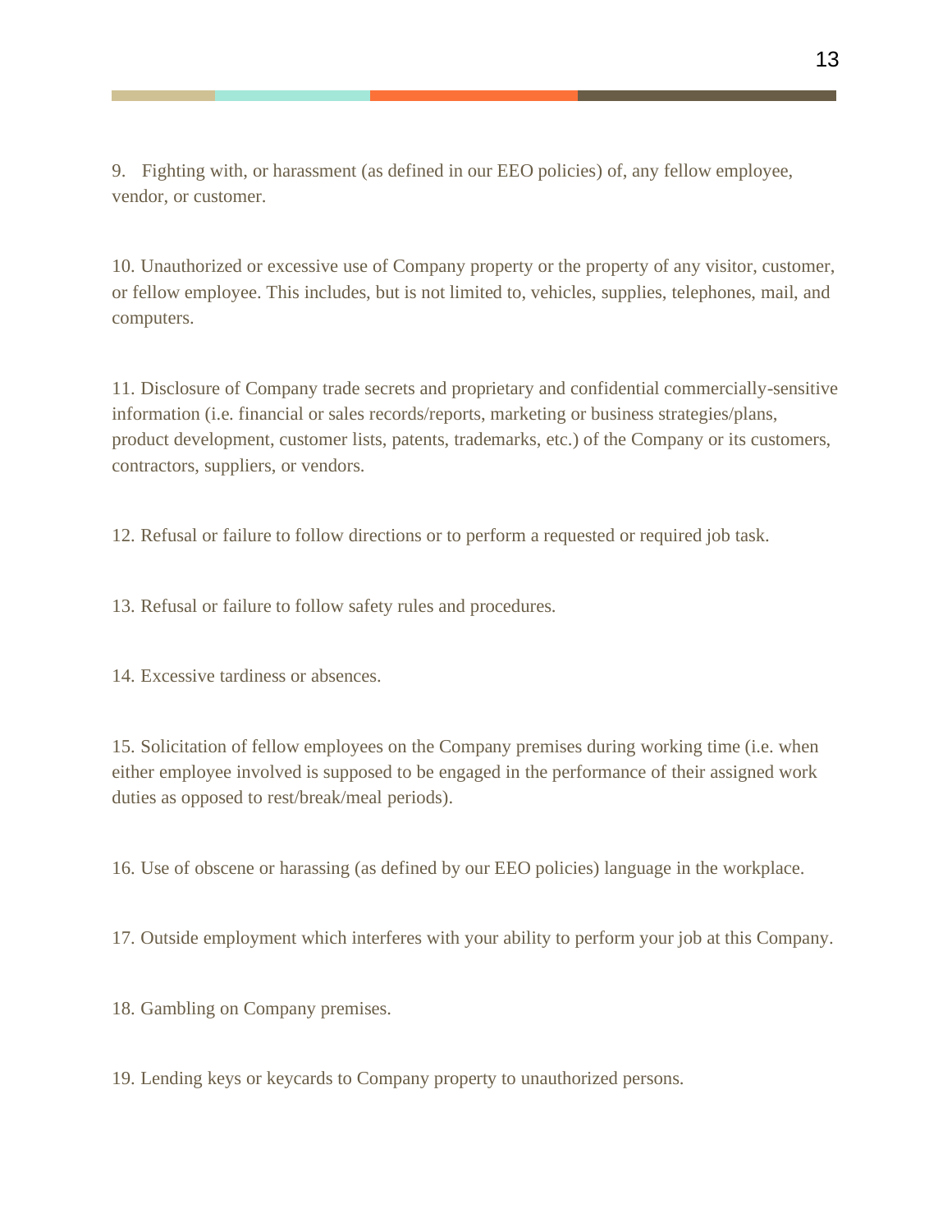9. Fighting with, or harassment (as defined in our EEO policies) of, any fellow employee, vendor, or customer.

10. Unauthorized or excessive use of Company property or the property of any visitor, customer, or fellow employee. This includes, but is not limited to, vehicles, supplies, telephones, mail, and computers.

11. Disclosure of Company trade secrets and proprietary and confidential commercially-sensitive information (i.e. financial or sales records/reports, marketing or business strategies/plans, product development, customer lists, patents, trademarks, etc.) of the Company or its customers, contractors, suppliers, or vendors.

12. Refusal or failure to follow directions or to perform a requested or required job task.

13. Refusal or failure to follow safety rules and procedures.

14. Excessive tardiness or absences.

15. Solicitation of fellow employees on the Company premises during working time (i.e. when either employee involved is supposed to be engaged in the performance of their assigned work duties as opposed to rest/break/meal periods).

16. Use of obscene or harassing (as defined by our EEO policies) language in the workplace.

17. Outside employment which interferes with your ability to perform your job at this Company.

18. Gambling on Company premises.

19. Lending keys or keycards to Company property to unauthorized persons.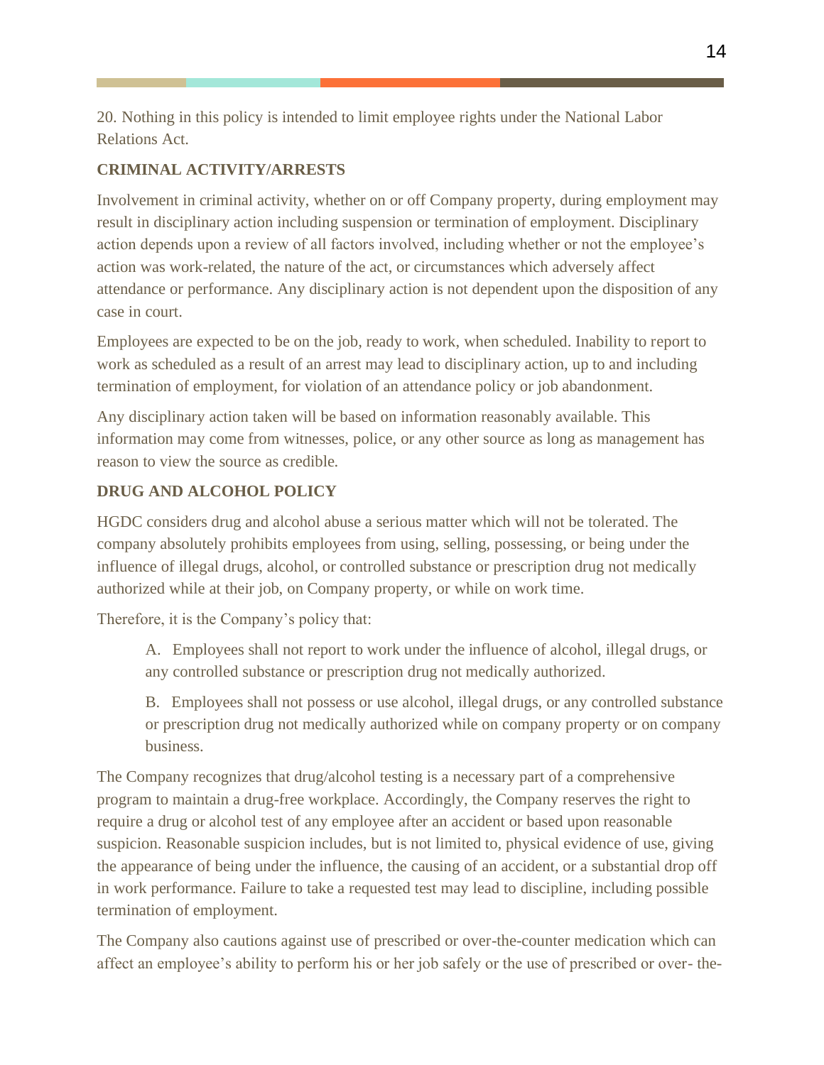20. Nothing in this policy is intended to limit employee rights under the National Labor Relations Act.

**CRIMINAL ACTIVITY/ARRESTS**

Involvement in criminal activity, whether on or off Company property, during employment may result in disciplinary action including suspension or termination of employment. Disciplinary action depends upon a review of all factors involved, including whether or not the employee's action was work-related, the nature of the act, or circumstances which adversely affect attendance or performance. Any disciplinary action is not dependent upon the disposition of any case in court.

Employees are expected to be on the job, ready to work, when scheduled. Inability to report to work as scheduled as a result of an arrest may lead to disciplinary action, up to and including termination of employment, for violation of an attendance policy or job abandonment.

Any disciplinary action taken will be based on information reasonably available. This information may come from witnesses, police, or any other source as long as management has reason to view the source as credible.

**DRUG AND ALCOHOL POLICY**

HGDC considers drug and alcohol abuse a serious matter which will not be tolerated. The company absolutely prohibits employees from using, selling, possessing, or being under the influence of illegal drugs, alcohol, or controlled substance or prescription drug not medically authorized while at their job, on Company property, or while on work time.

Therefore, it is the Company's policy that:

A. Employees shall not report to work under the influence of alcohol, illegal drugs, or any controlled substance or prescription drug not medically authorized.

B. Employees shall not possess or use alcohol, illegal drugs, or any controlled substance or prescription drug not medically authorized while on company property or on company business.

The Company recognizes that drug/alcohol testing is a necessary part of a comprehensive program to maintain a drug-free workplace. Accordingly, the Company reserves the right to require a drug or alcohol test of any employee after an accident or based upon reasonable suspicion. Reasonable suspicion includes, but is not limited to, physical evidence of use, giving the appearance of being under the influence, the causing of an accident, or a substantial drop off in work performance. Failure to take a requested test may lead to discipline, including possible termination of employment.

The Company also cautions against use of prescribed or over-the-counter medication which can affect an employee's ability to perform his or her job safely or the use of prescribed or over- the-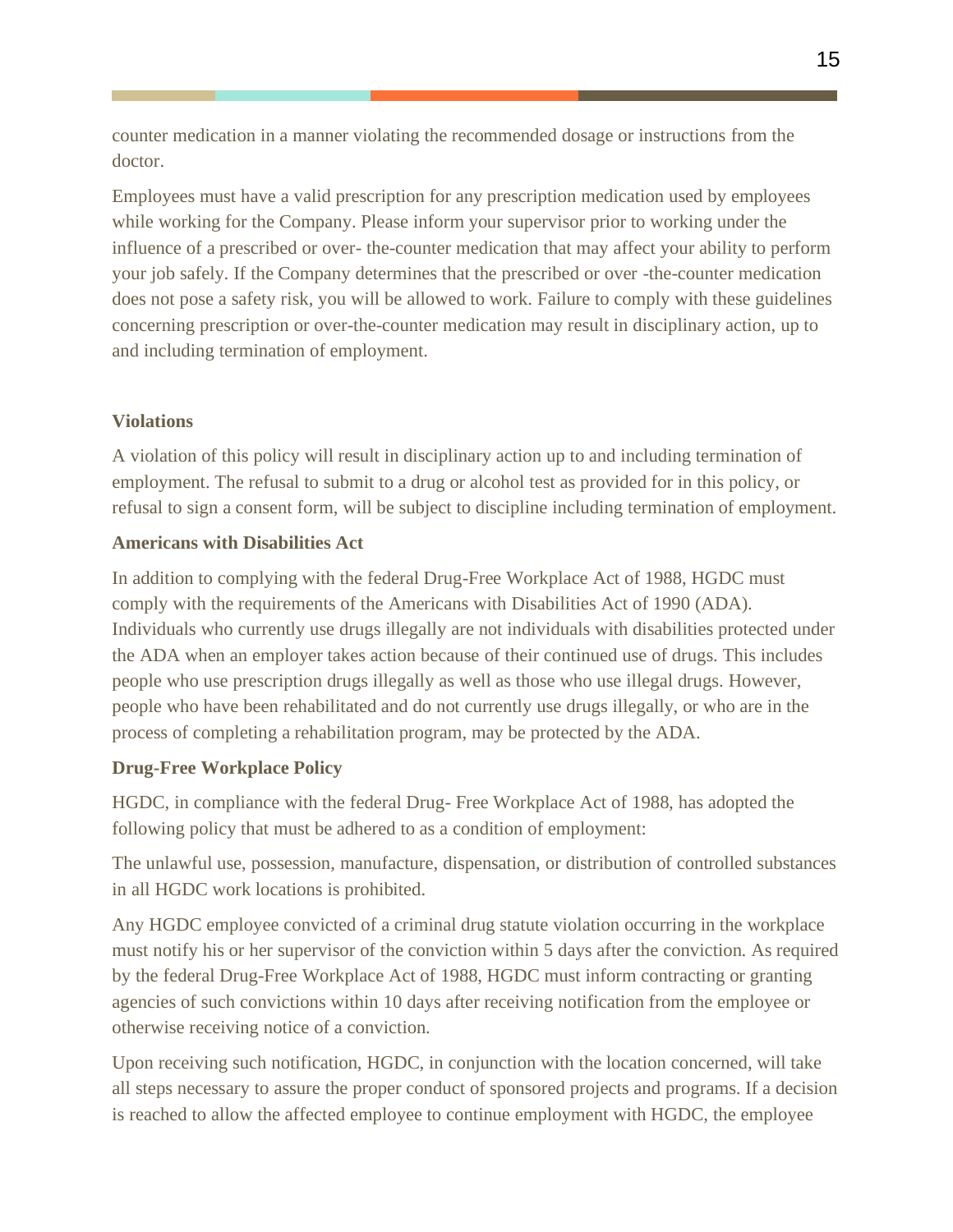counter medication in a manner violating the recommended dosage or instructions from the doctor.

Employees must have a valid prescription for any prescription medication used by employees while working for the Company. Please inform your supervisor prior to working under the influence of a prescribed or over- the-counter medication that may affect your ability to perform your job safely. If the Company determines that the prescribed or over -the-counter medication does not pose a safety risk, you will be allowed to work. Failure to comply with these guidelines concerning prescription or over-the-counter medication may result in disciplinary action, up to and including termination of employment.

**Violations**

A violation of this policy will result in disciplinary action up to and including termination of employment. The refusal to submit to a drug or alcohol test as provided for in this policy, or refusal to sign a consent form, will be subject to discipline including termination of employment.

**Americans with Disabilities Act**

In addition to complying with the federal Drug-Free Workplace Act of 1988, HGDC must comply with the requirements of the Americans with Disabilities Act of 1990 (ADA). Individuals who currently use drugs illegally are not individuals with disabilities protected under the ADA when an employer takes action because of their continued use of drugs. This includes people who use prescription drugs illegally as well as those who use illegal drugs. However, people who have been rehabilitated and do not currently use drugs illegally, or who are in the process of completing a rehabilitation program, may be protected by the ADA.

**Drug-Free Workplace Policy**

HGDC, in compliance with the federal Drug- Free Workplace Act of 1988, has adopted the following policy that must be adhered to as a condition of employment:

The unlawful use, possession, manufacture, dispensation, or distribution of controlled substances in all HGDC work locations is prohibited.

Any HGDC employee convicted of a criminal drug statute violation occurring in the workplace must notify his or her supervisor of the conviction within 5 days after the conviction. As required by the federal Drug-Free Workplace Act of 1988, HGDC must inform contracting or granting agencies of such convictions within 10 days after receiving notification from the employee or otherwise receiving notice of a conviction.

Upon receiving such notification, HGDC, in conjunction with the location concerned, will take all steps necessary to assure the proper conduct of sponsored projects and programs. If a decision is reached to allow the affected employee to continue employment with HGDC, the employee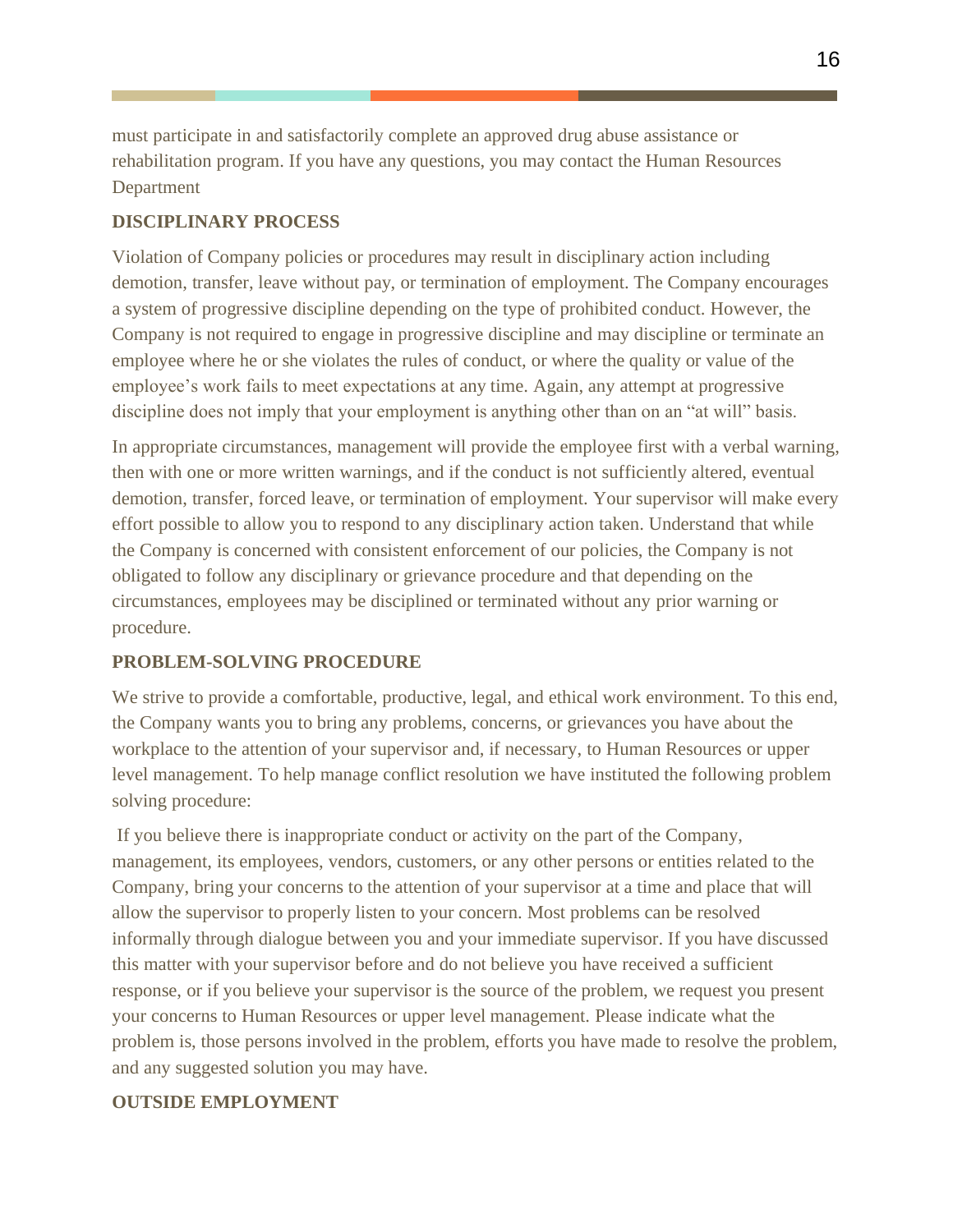must participate in and satisfactorily complete an approved drug abuse assistance or rehabilitation program. If you have any questions, you may contact the Human Resources Department

**DISCIPLINARY PROCESS**

Violation of Company policies or procedures may result in disciplinary action including demotion, transfer, leave without pay, or termination of employment. The Company encourages a system of progressive discipline depending on the type of prohibited conduct. However, the Company is not required to engage in progressive discipline and may discipline or terminate an employee where he or she violates the rules of conduct, or where the quality or value of the employee's work fails to meet expectations at any time. Again, any attempt at progressive discipline does not imply that your employment is anything other than on an "at will" basis.

In appropriate circumstances, management will provide the employee first with a verbal warning, then with one or more written warnings, and if the conduct is not sufficiently altered, eventual demotion, transfer, forced leave, or termination of employment. Your supervisor will make every effort possible to allow you to respond to any disciplinary action taken. Understand that while the Company is concerned with consistent enforcement of our policies, the Company is not obligated to follow any disciplinary or grievance procedure and that depending on the circumstances, employees may be disciplined or terminated without any prior warning or procedure.

**PROBLEM-SOLVING PROCEDURE**

We strive to provide a comfortable, productive, legal, and ethical work environment. To this end, the Company wants you to bring any problems, concerns, or grievances you have about the workplace to the attention of your supervisor and, if necessary, to Human Resources or upper level management. To help manage conflict resolution we have instituted the following problem solving procedure:

If you believe there is inappropriate conduct or activity on the part of the Company, management, its employees, vendors, customers, or any other persons or entities related to the Company, bring your concerns to the attention of your supervisor at a time and place that will allow the supervisor to properly listen to your concern. Most problems can be resolved informally through dialogue between you and your immediate supervisor. If you have discussed this matter with your supervisor before and do not believe you have received a sufficient response, or if you believe your supervisor is the source of the problem, we request you present your concerns to Human Resources or upper level management. Please indicate what the problem is, those persons involved in the problem, efforts you have made to resolve the problem, and any suggested solution you may have.

**OUTSIDE EMPLOYMENT**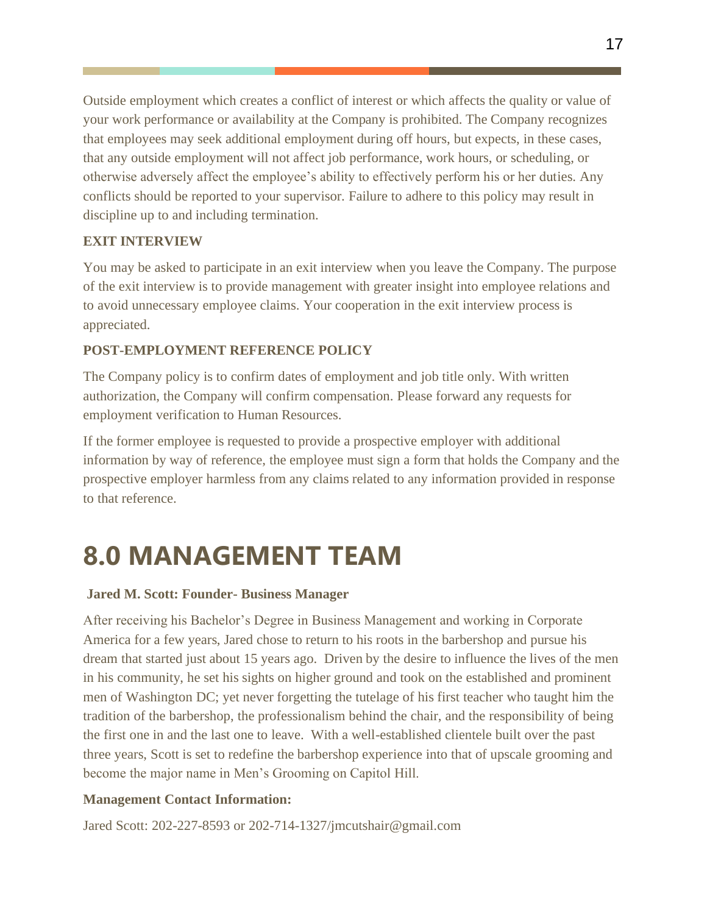Outside employment which creates a conflict of interest or which affects the quality or value of your work performance or availability at the Company is prohibited. The Company recognizes that employees may seek additional employment during off hours, but expects, in these cases, that any outside employment will not affect job performance, work hours, or scheduling, or otherwise adversely affect the employee's ability to effectively perform his or her duties. Any conflicts should be reported to your supervisor. Failure to adhere to this policy may result in discipline up to and including termination.

**EXIT INTERVIEW**

You may be asked to participate in an exit interview when you leave the Company. The purpose of the exit interview is to provide management with greater insight into employee relations and to avoid unnecessary employee claims. Your cooperation in the exit interview process is appreciated.

**POST-EMPLOYMENT REFERENCE POLICY**

The Company policy is to confirm dates of employment and job title only. With written authorization, the Company will confirm compensation. Please forward any requests for employment verification to Human Resources.

If the former employee is requested to provide a prospective employer with additional information by way of reference, the employee must sign a form that holds the Company and the prospective employer harmless from any claims related to any information provided in response to that reference.

# 8.0 MANAGEMENT TEAM

**Jared M. Scott: Founder- Business Manager**

After receiving his Bachelor's Degree in Business Management and working in Corporate America for a few years, Jared chose to return to his roots in the barbershop and pursue his dream that started just about 15 years ago. Driven by the desire to influence the lives of the men in his community, he set his sights on higher ground and took on the established and prominent men of Washington DC; yet never forgetting the tutelage of his first teacher who taught him the tradition of the barbershop, the professionalism behind the chair, and the responsibility of being the first one in and the last one to leave. With a well-established clientele built over the past three years, Scott is set to redefine the barbershop experience into that of upscale grooming and become the major name in Men's Grooming on Capitol Hill.

**Management Contact Information:**

Jared Scott: 202-227-8593 or 202-714-1327/jmcutshair@gmail.com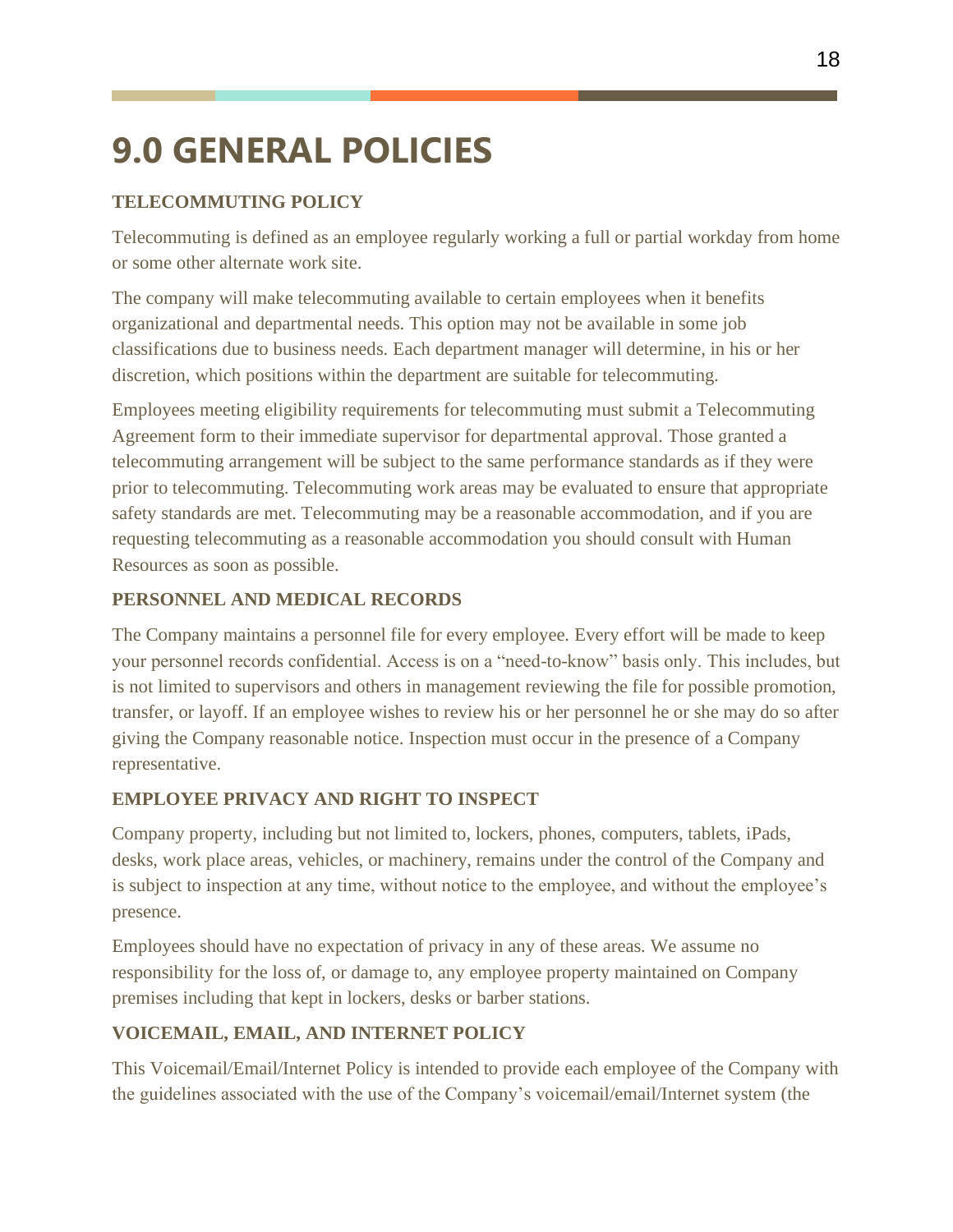# 9.0 GENERAL POLICIES

### TELECOMMUTING POLICY

Telecommuting is defined as an employee regularly working a full or partial workday from home or some other alternate work site.

The company will make telecommuting available to certain employees when it benefits organizational and departmental needs. This option may not be available in some job classifications due to business needs. Each department manager will determine, in his or her discretion, which positions within the department are suitable for telecommuting.

Employees meeting eligibility requirements for telecommuting must submit a Telecommuting Agreement form to their immediate supervisor for departmental approval. Those granted a telecommuting arrangement will be subject to the same performance standards as if they were prior to telecommuting. Telecommuting work areas may be evaluated to ensure that appropriate safety standards are met. Telecommuting may be a reasonable accommodation, and if you are requesting telecommuting as a reasonable accommodation you should consult with Human Resources as soon as possible.

### PERSONNEL AND MEDICAL RECORDS

The Company maintains a personnel file for every employee. Every effort will be made to keep your personnel records confidential. Access is on a "need-to-know" basis only. This includes, but is not limited to supervisors and others in management reviewing the file for possible promotion, transfer, or layoff. If an employee wishes to review his or her personnel he or she may do so after giving the Company reasonable notice. Inspection must occur in the presence of a Company representative.

### EMPLOYEE PRIVACY AND RIGHT TO INSPECT

Company property, including but not limited to, lockers, phones, computers, tablets, iPads, desks, work place areas, vehicles, or machinery, remains under the control of the Company and is subject to inspection at any time, without notice to the employee, and without the employee's presence.

Employees should have no expectation of privacy in any of these areas. We assume no responsibility for the loss of, or damage to, any employee property maintained on Company premises including that kept in lockers, desks or barber stations.

### VOICEMAIL, EMAIL, AND INTERNET POLICY

This Voicemail/Email/Internet Policy is intended to provide each employee of the Company with the guidelines associated with the use of the Company's voicemail/email/Internet system (the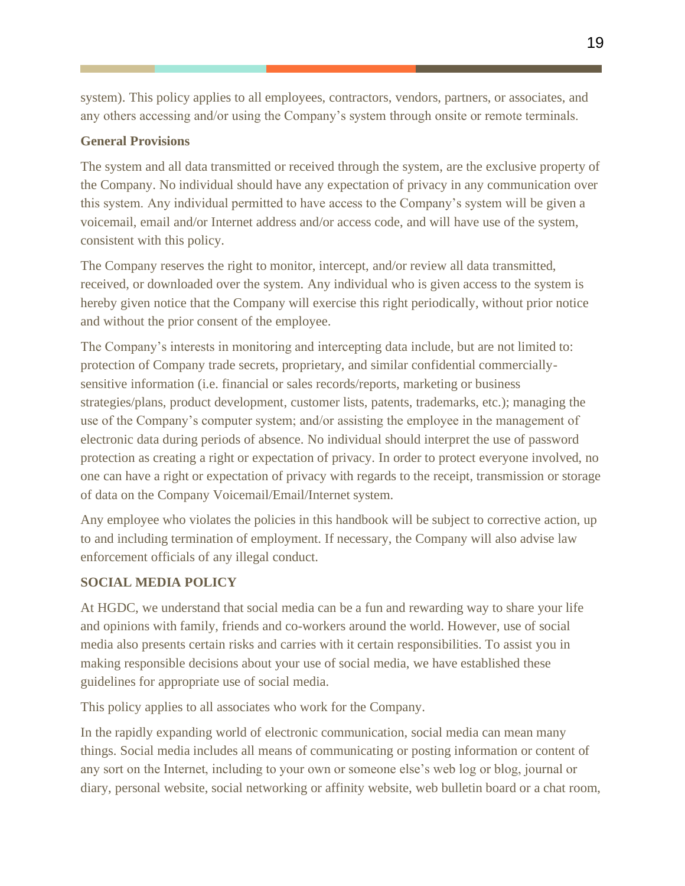system). This policy applies to all employees, contractors, vendors, partners, or associates, and any others accessing and/or using the Company's system through onsite or remote terminals.

**General Provisions**

The system and all data transmitted or received through the system, are the exclusive property of the Company. No individual should have any expectation of privacy in any communication over this system. Any individual permitted to have access to the Company's system will be given a voicemail, email and/or Internet address and/or access code, and will have use of the system, consistent with this policy.

The Company reserves the right to monitor, intercept, and/or review all data transmitted, received, or downloaded over the system. Any individual who is given access to the system is hereby given notice that the Company will exercise this right periodically, without prior notice and without the prior consent of the employee.

The Company's interests in monitoring and intercepting data include, but are not limited to: protection of Company trade secrets, proprietary, and similar confidential commercially-sensitive information (i.e. financial or sales records/reports, marketing or business strategies/plans, product development, customer lists, patents, trademarks, etc.); managing the use of the Company's computer system; and/or assisting the employee in the management of electronic data during periods of absence. No individual should interpret the use of password protection as creating a right or expectation of privacy. In order to protect everyone involved, no one can have a right or expectation of privacy with regards to the receipt, transmission or storage of data on the Company Voicemail/Email/Internet system.

Any employee who violates the policies in this handbook will be subject to corrective action, up to and including termination of employment. If necessary, the Company will also advise law enforcement officials of any illegal conduct.

**SOCIAL MEDIA POLICY**

At HGDC, we understand that social media can be a fun and rewarding way to share your life and opinions with family, friends and co-workers around the world. However, use of social media also presents certain risks and carries with it certain responsibilities. To assist you in making responsible decisions about your use of social media, we have established these guidelines for appropriate use of social media.

This policy applies to all associates who work for the Company.

In the rapidly expanding world of electronic communication, social media can mean many things. Social media includes all means of communicating or posting information or content of any sort on the Internet, including to your own or someone else's web log or blog, journal or diary, personal website, social networking or affinity website, web bulletin board or a chat room,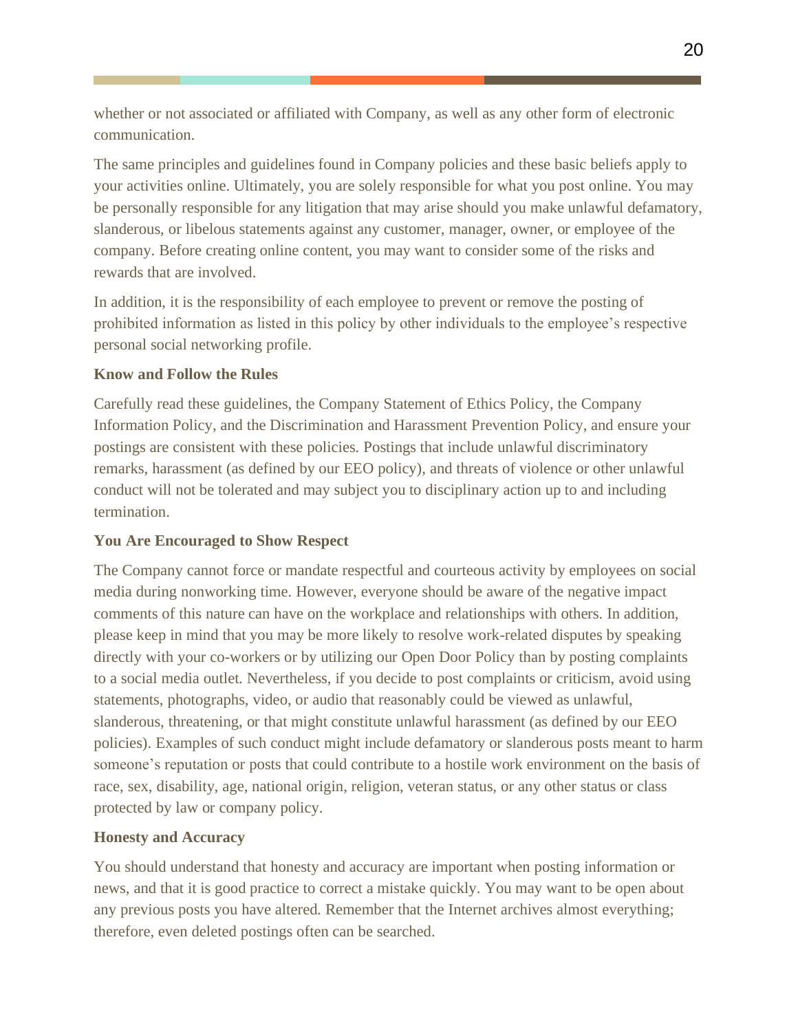whether or not associated or affiliated with Company, as well as any other form of electronic communication.

The same principles and guidelines found in Company policies and these basic beliefs apply to your activities online. Ultimately, you are solely responsible for what you post online. You may be personally responsible for any litigation that may arise should you make unlawful defamatory, slanderous, or libelous statements against any customer, manager, owner, or employee of the company. Before creating online content, you may want to consider some of the risks and rewards that are involved.

In addition, it is the responsibility of each employee to prevent or remove the posting of prohibited information as listed in this policy by other individuals to the employee's respective personal social networking profile.

**Know and Follow the Rules**

Carefully read these guidelines, the Company Statement of Ethics Policy, the Company Information Policy, and the Discrimination and Harassment Prevention Policy, and ensure your postings are consistent with these policies. Postings that include unlawful discriminatory remarks, harassment (as defined by our EEO policy), and threats of violence or other unlawful conduct will not be tolerated and may subject you to disciplinary action up to and including termination.

**You Are Encouraged to Show Respect**

The Company cannot force or mandate respectful and courteous activity by employees on social media during nonworking time. However, everyone should be aware of the negative impact comments of this nature can have on the workplace and relationships with others. In addition, please keep in mind that you may be more likely to resolve work-related disputes by speaking directly with your co-workers or by utilizing our Open Door Policy than by posting complaints to a social media outlet. Nevertheless, if you decide to post complaints or criticism, avoid using statements, photographs, video, or audio that reasonably could be viewed as unlawful, slanderous, threatening, or that might constitute unlawful harassment (as defined by our EEO policies). Examples of such conduct might include defamatory or slanderous posts meant to harm someone's reputation or posts that could contribute to a hostile work environment on the basis of race, sex, disability, age, national origin, religion, veteran status, or any other status or class protected by law or company policy.

**Honesty and Accuracy**

You should understand that honesty and accuracy are important when posting information or news, and that it is good practice to correct a mistake quickly. You may want to be open about any previous posts you have altered. Remember that the Internet archives almost everything; therefore, even deleted postings often can be searched.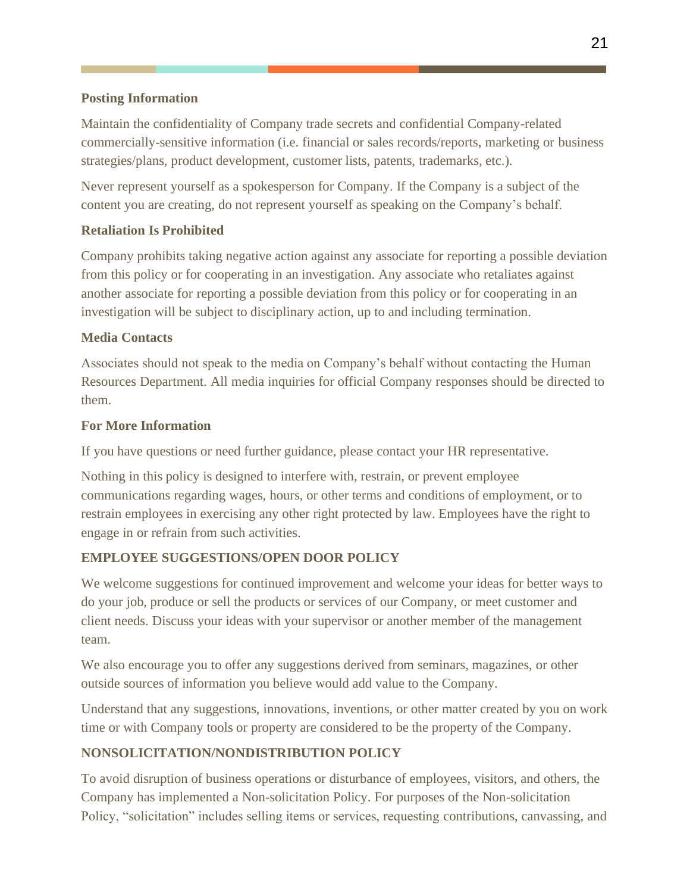**Posting Information**

Maintain the confidentiality of Company trade secrets and confidential Company-related commercially-sensitive information (i.e. financial or sales records/reports, marketing or business strategies/plans, product development, customer lists, patents, trademarks, etc.).

Never represent yourself as a spokesperson for Company. If the Company is a subject of the content you are creating, do not represent yourself as speaking on the Company's behalf.

**Retaliation Is Prohibited**

Company prohibits taking negative action against any associate for reporting a possible deviation from this policy or for cooperating in an investigation. Any associate who retaliates against another associate for reporting a possible deviation from this policy or for cooperating in an investigation will be subject to disciplinary action, up to and including termination.

**Media Contacts**

Associates should not speak to the media on Company's behalf without contacting the Human Resources Department. All media inquiries for official Company responses should be directed to them.

**For More Information**

If you have questions or need further guidance, please contact your HR representative.

Nothing in this policy is designed to interfere with, restrain, or prevent employee communications regarding wages, hours, or other terms and conditions of employment, or to restrain employees in exercising any other right protected by law. Employees have the right to engage in or refrain from such activities.

## EMPLOYEE SUGGESTIONS/OPEN DOOR POLICY

We welcome suggestions for continued improvement and welcome your ideas for better ways to do your job, produce or sell the products or services of our Company, or meet customer and client needs. Discuss your ideas with your supervisor or another member of the management team.

We also encourage you to offer any suggestions derived from seminars, magazines, or other outside sources of information you believe would add value to the Company.

Understand that any suggestions, innovations, inventions, or other matter created by you on work time or with Company tools or property are considered to be the property of the Company.

## NONSOLICITATION/NONDISTRIBUTION POLICY

To avoid disruption of business operations or disturbance of employees, visitors, and others, the Company has implemented a Non-solicitation Policy. For purposes of the Non-solicitation Policy, "solicitation" includes selling items or services, requesting contributions, canvassing, and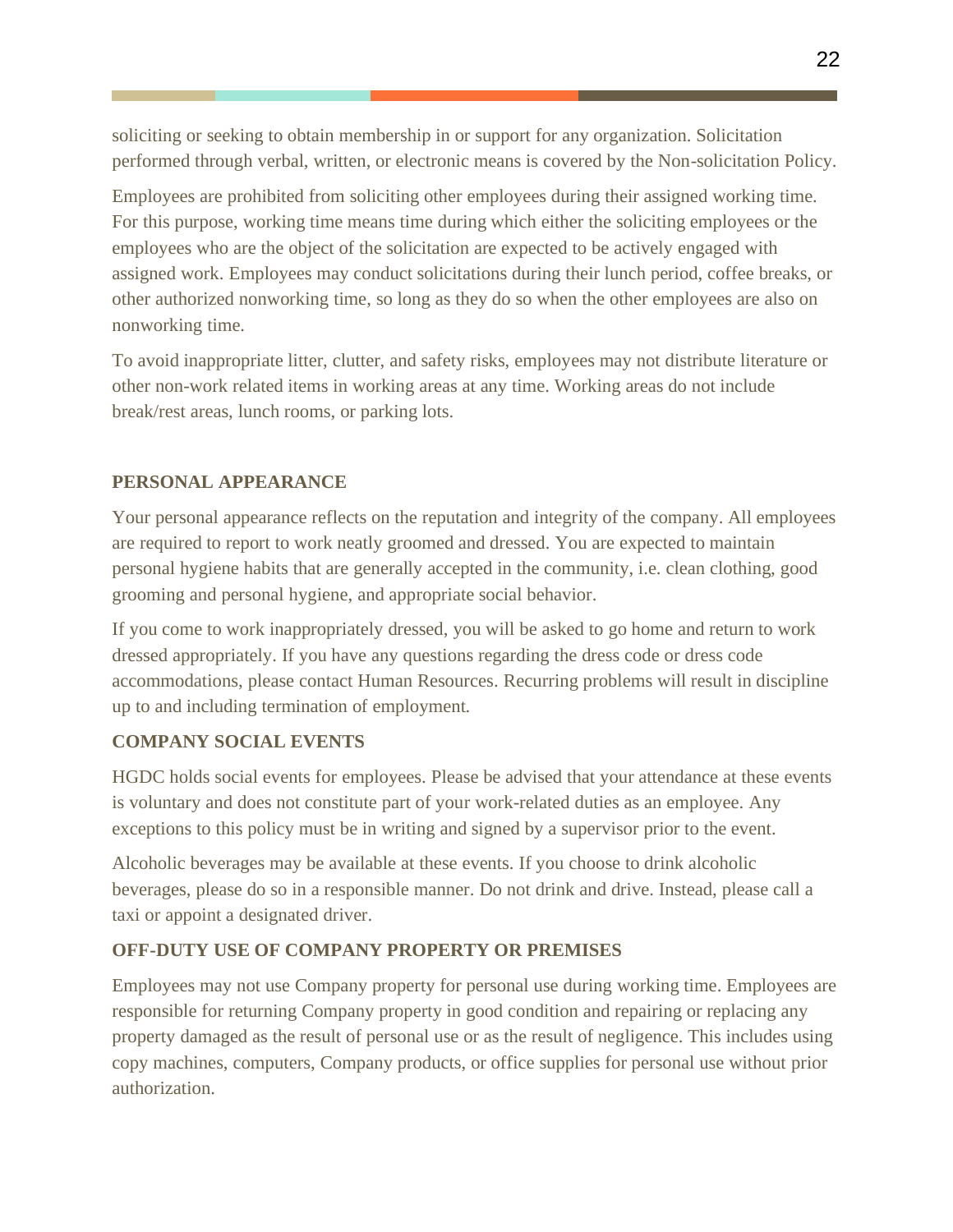soliciting or seeking to obtain membership in or support for any organization. Solicitation performed through verbal, written, or electronic means is covered by the Non-solicitation Policy.

Employees are prohibited from soliciting other employees during their assigned working time. For this purpose, working time means time during which either the soliciting employees or the employees who are the object of the solicitation are expected to be actively engaged with assigned work. Employees may conduct solicitations during their lunch period, coffee breaks, or other authorized nonworking time, so long as they do so when the other employees are also on nonworking time.

To avoid inappropriate litter, clutter, and safety risks, employees may not distribute literature or other non-work related items in working areas at any time. Working areas do not include break/rest areas, lunch rooms, or parking lots.

## PERSONAL APPEARANCE

Your personal appearance reflects on the reputation and integrity of the company. All employees are required to report to work neatly groomed and dressed. You are expected to maintain personal hygiene habits that are generally accepted in the community, i.e. clean clothing, good grooming and personal hygiene, and appropriate social behavior.

If you come to work inappropriately dressed, you will be asked to go home and return to work dressed appropriately. If you have any questions regarding the dress code or dress code accommodations, please contact Human Resources. Recurring problems will result in discipline up to and including termination of employment.

## COMPANY SOCIAL EVENTS

HGDC holds social events for employees. Please be advised that your attendance at these events is voluntary and does not constitute part of your work-related duties as an employee. Any exceptions to this policy must be in writing and signed by a supervisor prior to the event.

Alcoholic beverages may be available at these events. If you choose to drink alcoholic beverages, please do so in a responsible manner. Do not drink and drive. Instead, please call a taxi or appoint a designated driver.

## OFF-DUTY USE OF COMPANY PROPERTY OR PREMISES

Employees may not use Company property for personal use during working time. Employees are responsible for returning Company property in good condition and repairing or replacing any property damaged as the result of personal use or as the result of negligence. This includes using copy machines, computers, Company products, or office supplies for personal use without prior authorization.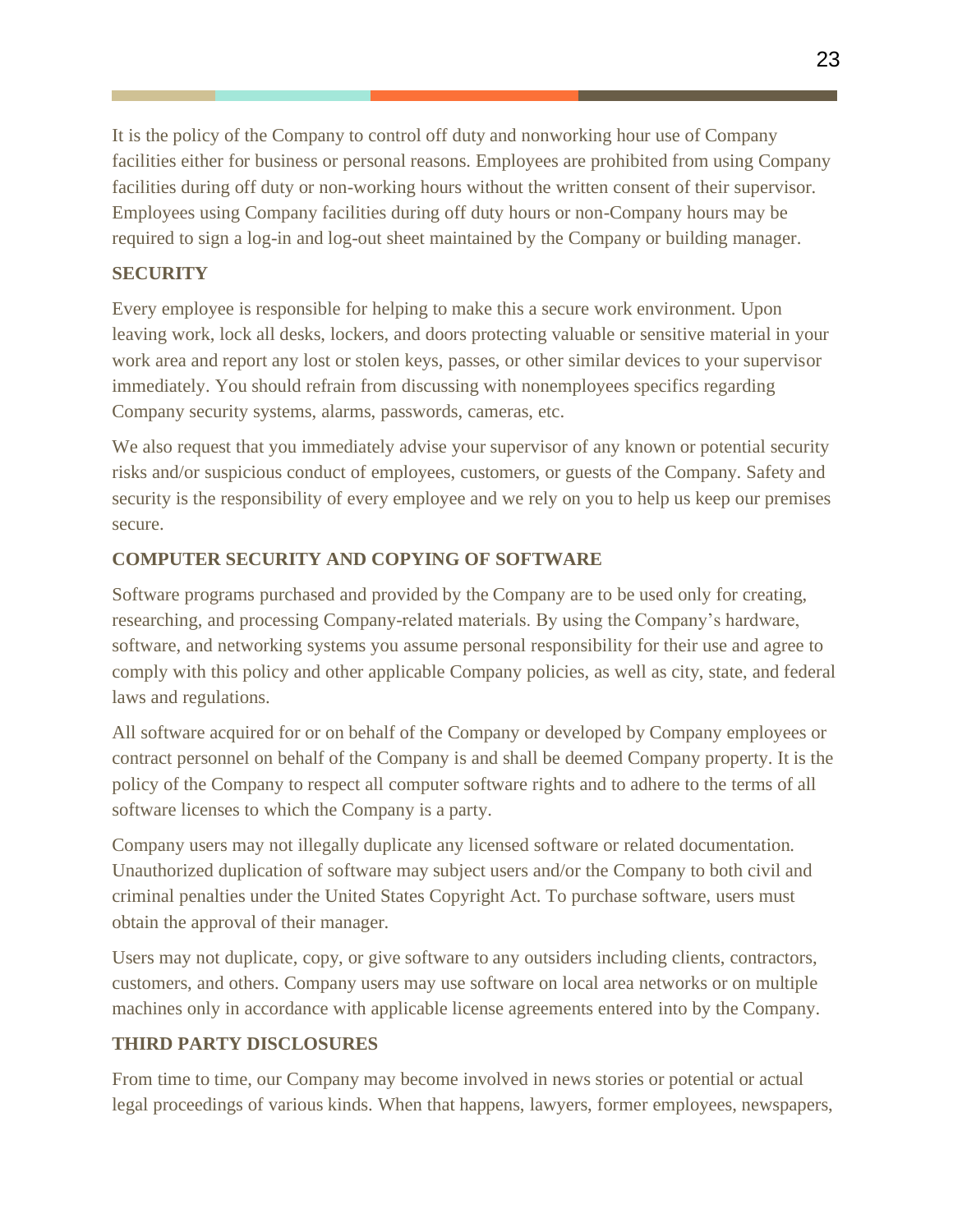It is the policy of the Company to control off duty and nonworking hour use of Company facilities either for business or personal reasons. Employees are prohibited from using Company facilities during off duty or non-working hours without the written consent of their supervisor. Employees using Company facilities during off duty hours or non-Company hours may be required to sign a log-in and log-out sheet maintained by the Company or building manager.

**SECURITY**

Every employee is responsible for helping to make this a secure work environment. Upon leaving work, lock all desks, lockers, and doors protecting valuable or sensitive material in your work area and report any lost or stolen keys, passes, or other similar devices to your supervisor immediately. You should refrain from discussing with nonemployees specifics regarding Company security systems, alarms, passwords, cameras, etc.

We also request that you immediately advise your supervisor of any known or potential security risks and/or suspicious conduct of employees, customers, or guests of the Company. Safety and security is the responsibility of every employee and we rely on you to help us keep our premises secure.

**COMPUTER SECURITY AND COPYING OF SOFTWARE**

Software programs purchased and provided by the Company are to be used only for creating, researching, and processing Company-related materials. By using the Company's hardware, software, and networking systems you assume personal responsibility for their use and agree to comply with this policy and other applicable Company policies, as well as city, state, and federal laws and regulations.

All software acquired for or on behalf of the Company or developed by Company employees or contract personnel on behalf of the Company is and shall be deemed Company property. It is the policy of the Company to respect all computer software rights and to adhere to the terms of all software licenses to which the Company is a party.

Company users may not illegally duplicate any licensed software or related documentation. Unauthorized duplication of software may subject users and/or the Company to both civil and criminal penalties under the United States Copyright Act. To purchase software, users must obtain the approval of their manager.

Users may not duplicate, copy, or give software to any outsiders including clients, contractors, customers, and others. Company users may use software on local area networks or on multiple machines only in accordance with applicable license agreements entered into by the Company.

**THIRD PARTY DISCLOSURES**

From time to time, our Company may become involved in news stories or potential or actual legal proceedings of various kinds. When that happens, lawyers, former employees, newspapers,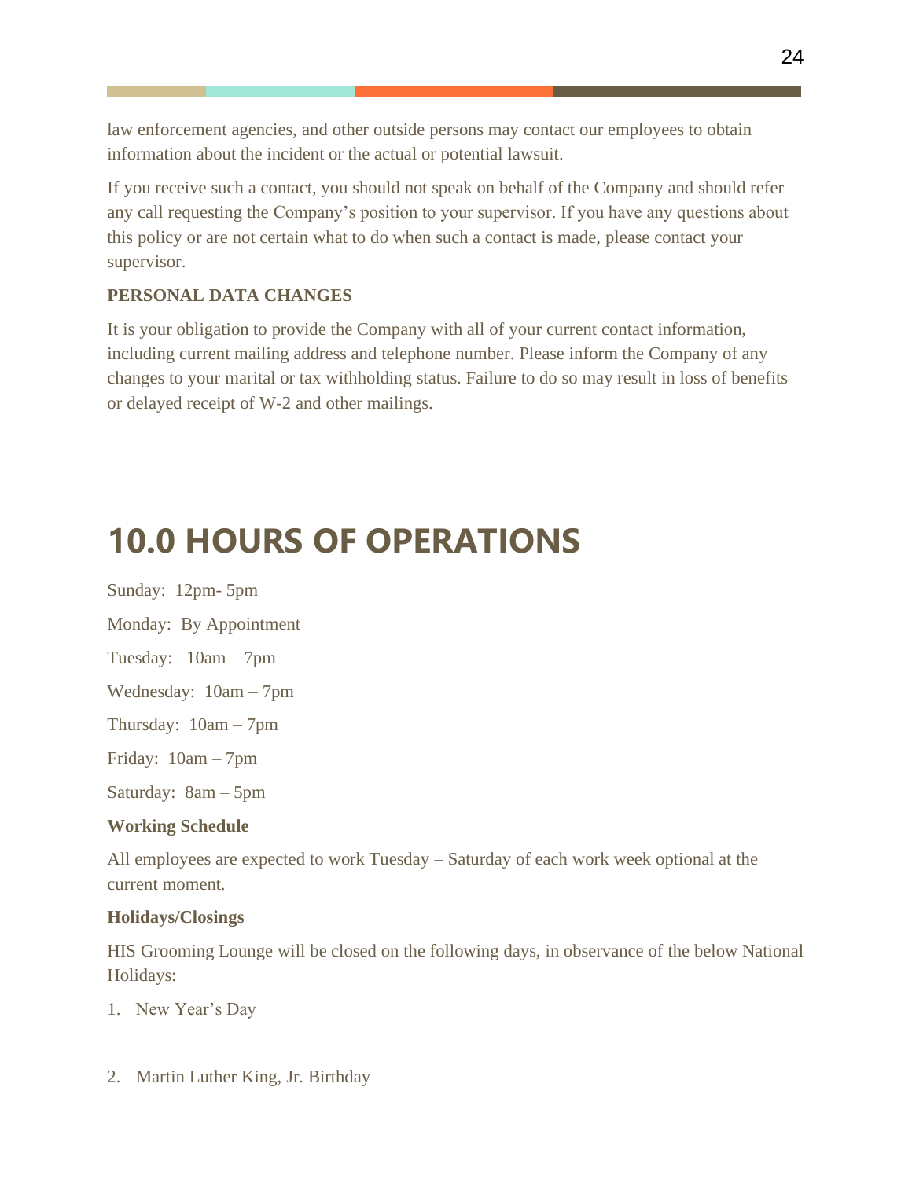law enforcement agencies, and other outside persons may contact our employees to obtain information about the incident or the actual or potential lawsuit.

If you receive such a contact, you should not speak on behalf of the Company and should refer any call requesting the Company's position to your supervisor. If you have any questions about this policy or are not certain what to do when such a contact is made, please contact your supervisor.

**PERSONAL DATA CHANGES**

It is your obligation to provide the Company with all of your current contact information, including current mailing address and telephone number. Please inform the Company of any changes to your marital or tax withholding status. Failure to do so may result in loss of benefits or delayed receipt of W-2 and other mailings.

# 10.0 HOURS OF OPERATIONS

Sunday: 12pm- 5pm

Monday: By Appointment

Tuesday: 10am – 7pm

Wednesday: 10am – 7pm

Thursday: 10am – 7pm

Friday: 10am – 7pm

Saturday: 8am – 5pm

**Working Schedule**

All employees are expected to work Tuesday – Saturday of each work week optional at the current moment.

**Holidays/Closings**

HIS Grooming Lounge will be closed on the following days, in observance of the below National Holidays:

1. New Year's Day

2. Martin Luther King, Jr. Birthday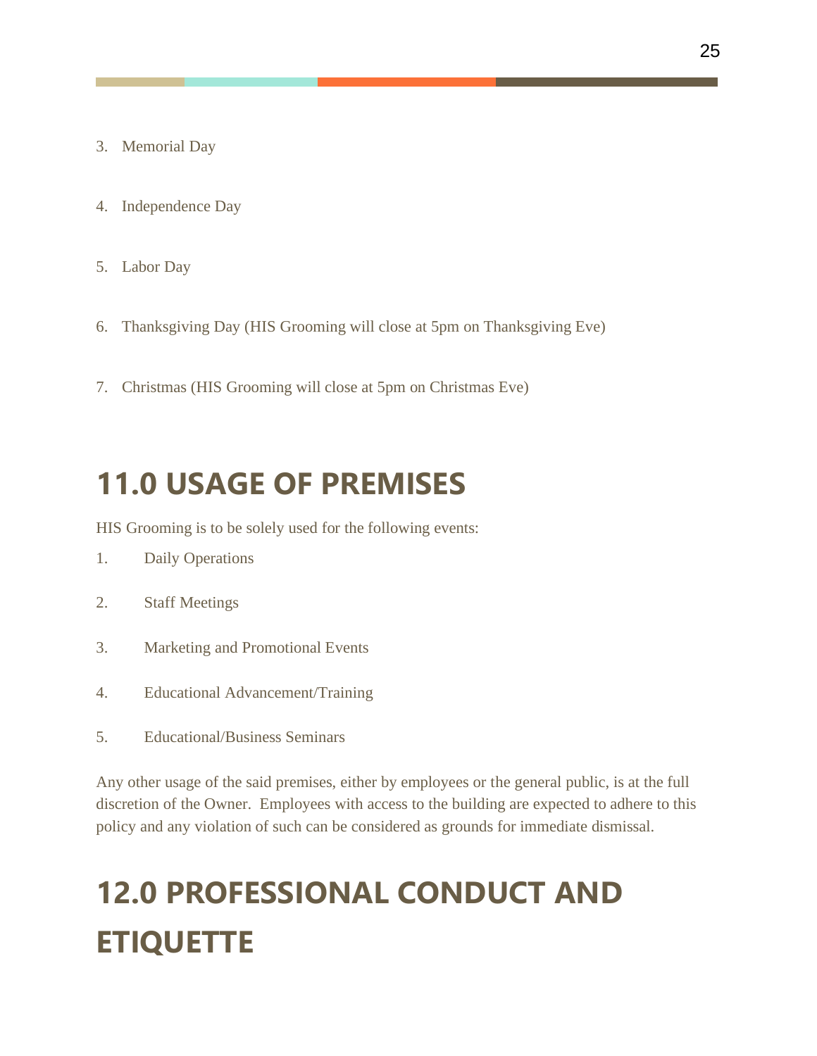3. Memorial Day
4. Independence Day
5. Labor Day
6. Thanksgiving Day (HIS Grooming will close at 5pm on Thanksgiving Eve)
7. Christmas (HIS Grooming will close at 5pm on Christmas Eve)

# 11.0 USAGE OF PREMISES

HIS Grooming is to be solely used for the following events:

1. Daily Operations
2. Staff Meetings
3. Marketing and Promotional Events
4. Educational Advancement/Training
5. Educational/Business Seminars

Any other usage of the said premises, either by employees or the general public, is at the full discretion of the Owner. Employees with access to the building are expected to adhere to this policy and any violation of such can be considered as grounds for immediate dismissal.

# 12.0 PROFESSIONAL CONDUCT AND ETIQUETTE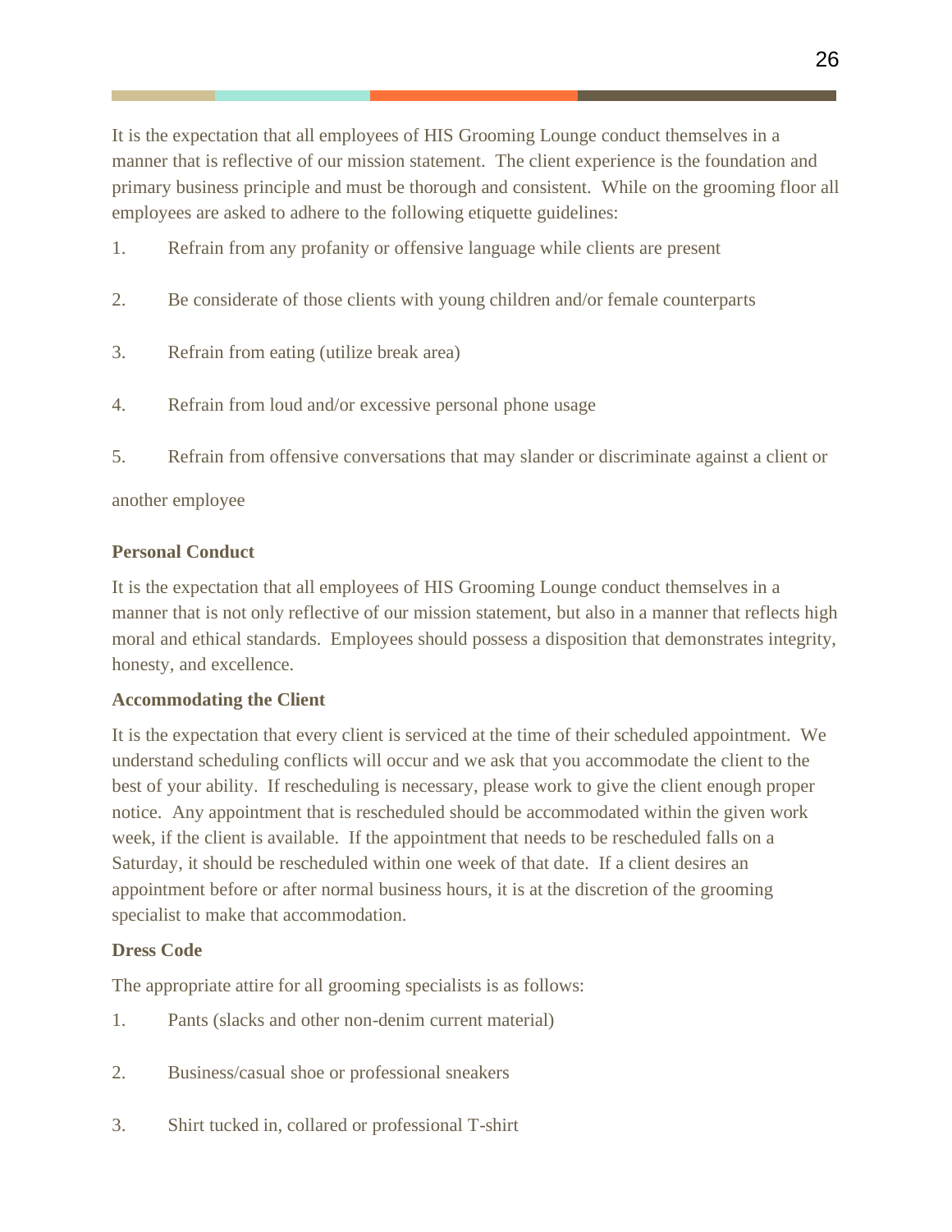It is the expectation that all employees of HIS Grooming Lounge conduct themselves in a manner that is reflective of our mission statement. The client experience is the foundation and primary business principle and must be thorough and consistent. While on the grooming floor all employees are asked to adhere to the following etiquette guidelines:

1. Refrain from any profanity or offensive language while clients are present
2. Be considerate of those clients with young children and/or female counterparts
3. Refrain from eating (utilize break area)
4. Refrain from loud and/or excessive personal phone usage
5. Refrain from offensive conversations that may slander or discriminate against a client or another employee

**Personal Conduct**

It is the expectation that all employees of HIS Grooming Lounge conduct themselves in a manner that is not only reflective of our mission statement, but also in a manner that reflects high moral and ethical standards. Employees should possess a disposition that demonstrates integrity, honesty, and excellence.

**Accommodating the Client**

It is the expectation that every client is serviced at the time of their scheduled appointment. We understand scheduling conflicts will occur and we ask that you accommodate the client to the best of your ability. If rescheduling is necessary, please work to give the client enough proper notice. Any appointment that is rescheduled should be accommodated within the given work week, if the client is available. If the appointment that needs to be rescheduled falls on a Saturday, it should be rescheduled within one week of that date. If a client desires an appointment before or after normal business hours, it is at the discretion of the grooming specialist to make that accommodation.

**Dress Code**

The appropriate attire for all grooming specialists is as follows:

1. Pants (slacks and other non-denim current material)
2. Business/casual shoe or professional sneakers
3. Shirt tucked in, collared or professional T-shirt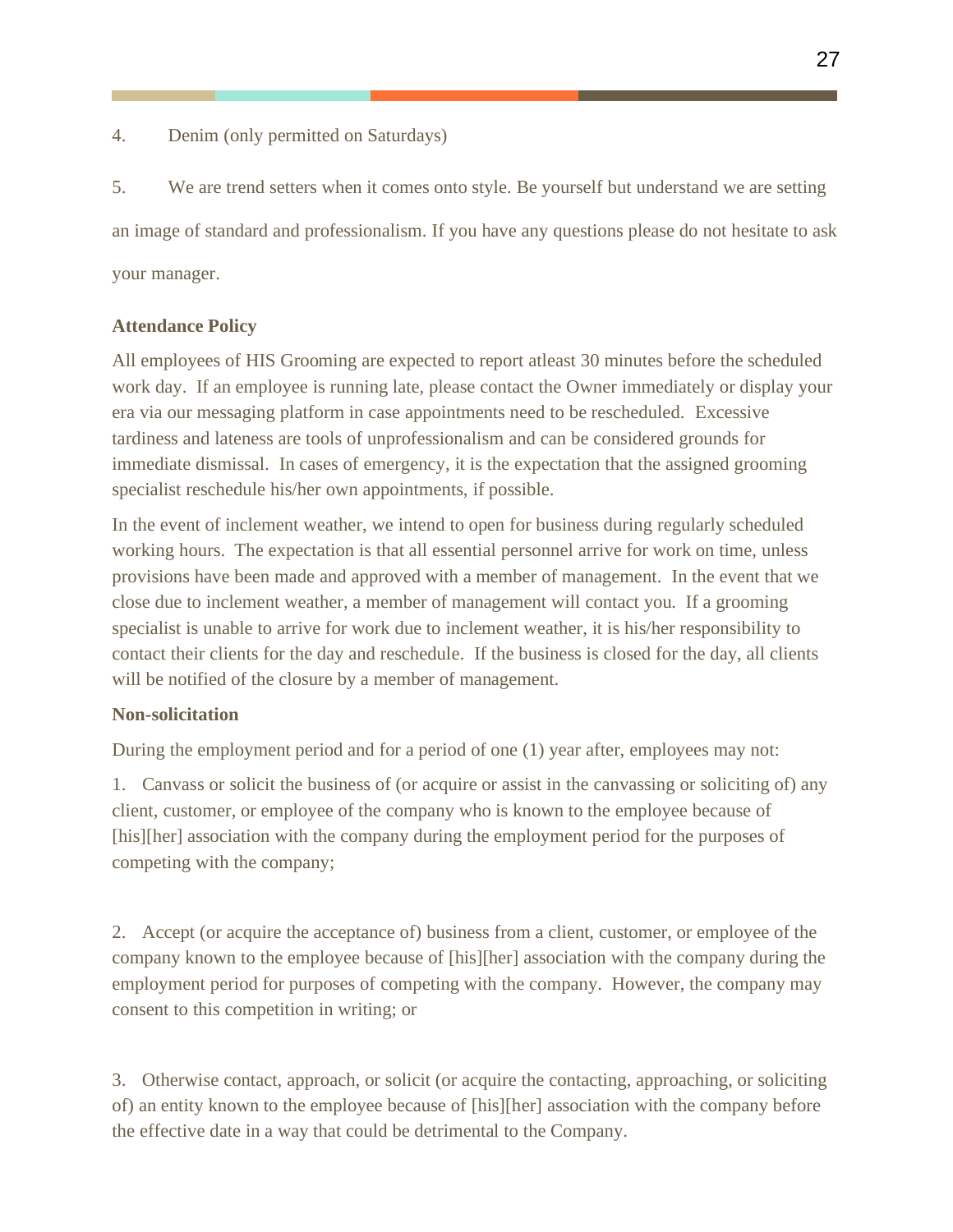4. Denim (only permitted on Saturdays)

5. We are trend setters when it comes onto style. Be yourself but understand we are setting an image of standard and professionalism. If you have any questions please do not hesitate to ask your manager.

**Attendance Policy**

All employees of HIS Grooming are expected to report atleast 30 minutes before the scheduled work day. If an employee is running late, please contact the Owner immediately or display your era via our messaging platform in case appointments need to be rescheduled. Excessive tardiness and lateness are tools of unprofessionalism and can be considered grounds for immediate dismissal. In cases of emergency, it is the expectation that the assigned grooming specialist reschedule his/her own appointments, if possible.

In the event of inclement weather, we intend to open for business during regularly scheduled working hours. The expectation is that all essential personnel arrive for work on time, unless provisions have been made and approved with a member of management. In the event that we close due to inclement weather, a member of management will contact you. If a grooming specialist is unable to arrive for work due to inclement weather, it is his/her responsibility to contact their clients for the day and reschedule. If the business is closed for the day, all clients will be notified of the closure by a member of management.

**Non-solicitation**

During the employment period and for a period of one (1) year after, employees may not:

1. Canvass or solicit the business of (or acquire or assist in the canvassing or soliciting of) any client, customer, or employee of the company who is known to the employee because of [his][her] association with the company during the employment period for the purposes of competing with the company;

2. Accept (or acquire the acceptance of) business from a client, customer, or employee of the company known to the employee because of [his][her] association with the company during the employment period for purposes of competing with the company. However, the company may consent to this competition in writing; or

3. Otherwise contact, approach, or solicit (or acquire the contacting, approaching, or soliciting of) an entity known to the employee because of [his][her] association with the company before the effective date in a way that could be detrimental to the Company.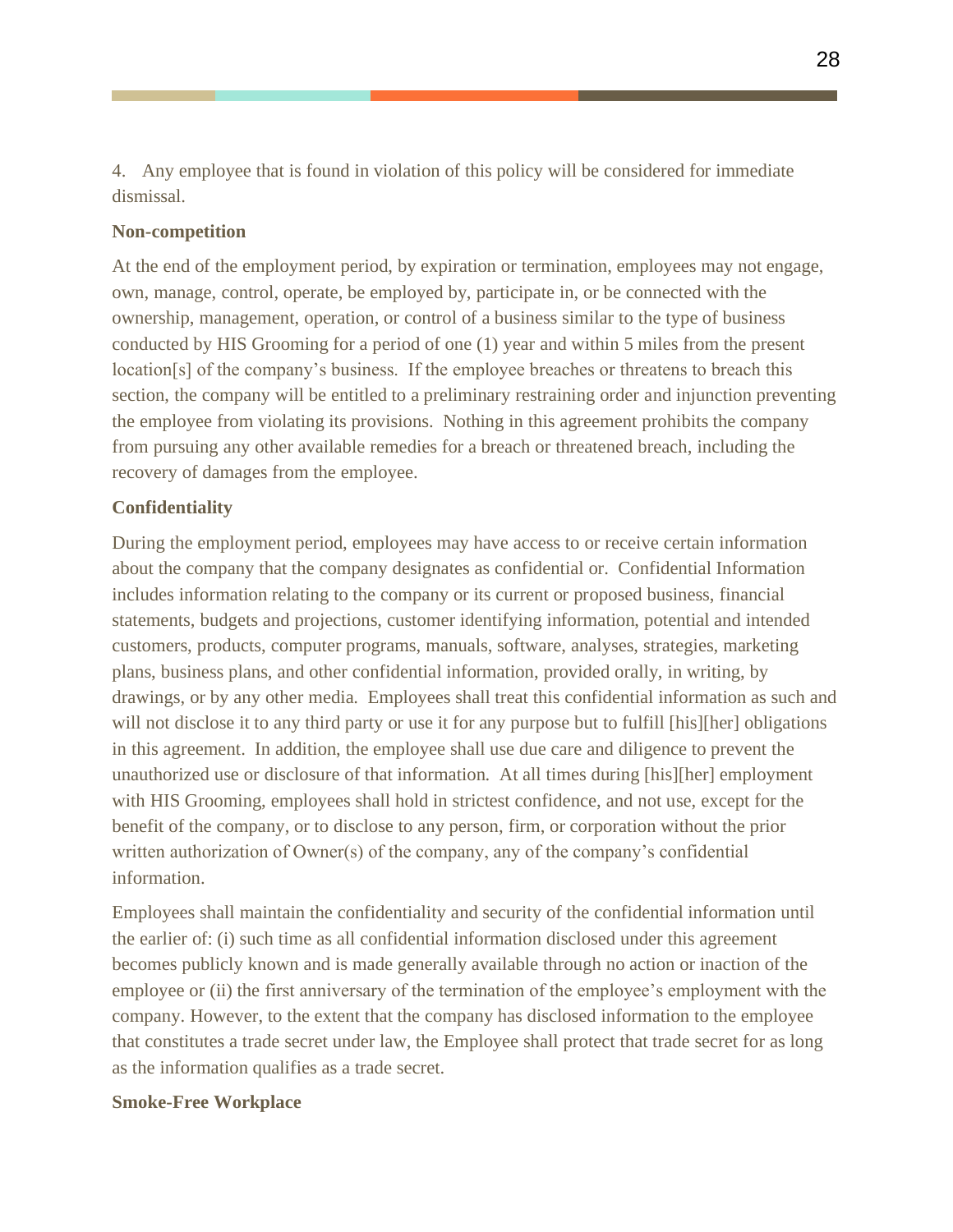4. Any employee that is found in violation of this policy will be considered for immediate dismissal.

**Non-competition**

At the end of the employment period, by expiration or termination, employees may not engage, own, manage, control, operate, be employed by, participate in, or be connected with the ownership, management, operation, or control of a business similar to the type of business conducted by HIS Grooming for a period of one (1) year and within 5 miles from the present location[s] of the company's business. If the employee breaches or threatens to breach this section, the company will be entitled to a preliminary restraining order and injunction preventing the employee from violating its provisions. Nothing in this agreement prohibits the company from pursuing any other available remedies for a breach or threatened breach, including the recovery of damages from the employee.

**Confidentiality**

During the employment period, employees may have access to or receive certain information about the company that the company designates as confidential or. Confidential Information includes information relating to the company or its current or proposed business, financial statements, budgets and projections, customer identifying information, potential and intended customers, products, computer programs, manuals, software, analyses, strategies, marketing plans, business plans, and other confidential information, provided orally, in writing, by drawings, or by any other media. Employees shall treat this confidential information as such and will not disclose it to any third party or use it for any purpose but to fulfill [his][her] obligations in this agreement. In addition, the employee shall use due care and diligence to prevent the unauthorized use or disclosure of that information. At all times during [his][her] employment with HIS Grooming, employees shall hold in strictest confidence, and not use, except for the benefit of the company, or to disclose to any person, firm, or corporation without the prior written authorization of Owner(s) of the company, any of the company's confidential information.

Employees shall maintain the confidentiality and security of the confidential information until the earlier of: (i) such time as all confidential information disclosed under this agreement becomes publicly known and is made generally available through no action or inaction of the employee or (ii) the first anniversary of the termination of the employee's employment with the company. However, to the extent that the company has disclosed information to the employee that constitutes a trade secret under law, the Employee shall protect that trade secret for as long as the information qualifies as a trade secret.

**Smoke-Free Workplace**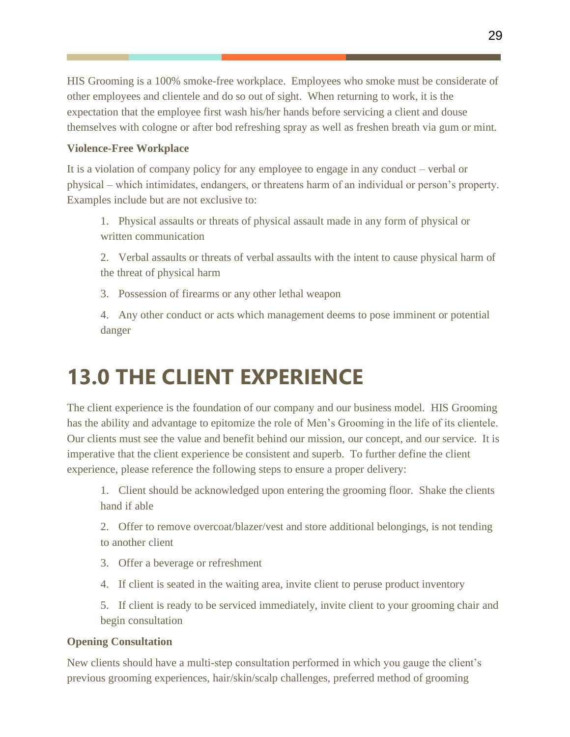HIS Grooming is a 100% smoke-free workplace. Employees who smoke must be considerate of other employees and clientele and do so out of sight. When returning to work, it is the expectation that the employee first wash his/her hands before servicing a client and douse themselves with cologne or after bod refreshing spray as well as freshen breath via gum or mint.

**Violence-Free Workplace**

It is a violation of company policy for any employee to engage in any conduct – verbal or physical – which intimidates, endangers, or threatens harm of an individual or person's property. Examples include but are not exclusive to:

1. Physical assaults or threats of physical assault made in any form of physical or written communication
2. Verbal assaults or threats of verbal assaults with the intent to cause physical harm of the threat of physical harm
3. Possession of firearms or any other lethal weapon
4. Any other conduct or acts which management deems to pose imminent or potential danger

# 13.0 THE CLIENT EXPERIENCE

The client experience is the foundation of our company and our business model. HIS Grooming has the ability and advantage to epitomize the role of Men's Grooming in the life of its clientele. Our clients must see the value and benefit behind our mission, our concept, and our service. It is imperative that the client experience be consistent and superb. To further define the client experience, please reference the following steps to ensure a proper delivery:

1. Client should be acknowledged upon entering the grooming floor. Shake the clients hand if able
2. Offer to remove overcoat/blazer/vest and store additional belongings, is not tending to another client
3. Offer a beverage or refreshment
4. If client is seated in the waiting area, invite client to peruse product inventory
5. If client is ready to be serviced immediately, invite client to your grooming chair and begin consultation

**Opening Consultation**

New clients should have a multi-step consultation performed in which you gauge the client's previous grooming experiences, hair/skin/scalp challenges, preferred method of grooming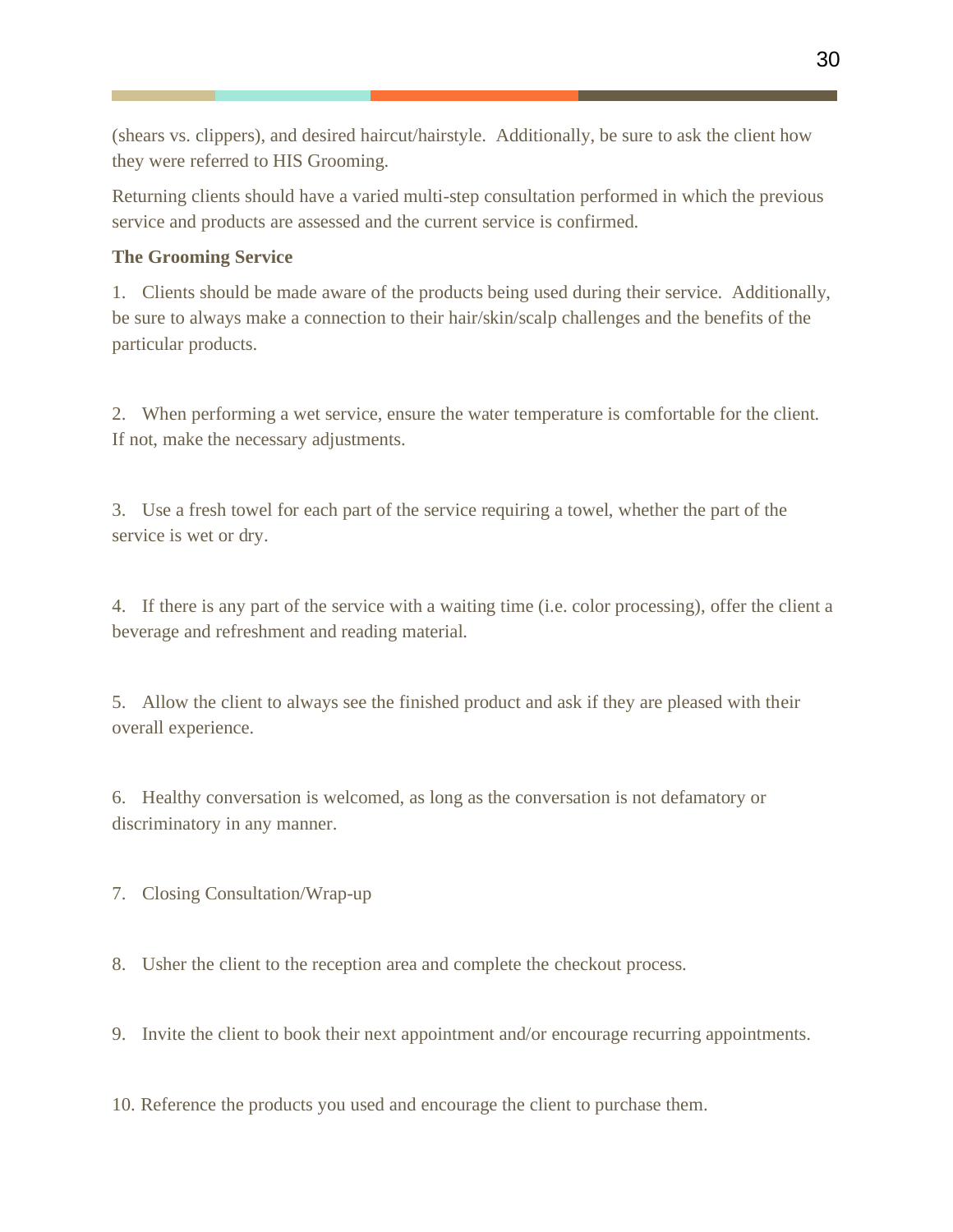(shears vs. clippers), and desired haircut/hairstyle. Additionally, be sure to ask the client how they were referred to HIS Grooming.

Returning clients should have a varied multi-step consultation performed in which the previous service and products are assessed and the current service is confirmed.

**The Grooming Service**

1. Clients should be made aware of the products being used during their service. Additionally, be sure to always make a connection to their hair/skin/scalp challenges and the benefits of the particular products.

2. When performing a wet service, ensure the water temperature is comfortable for the client. If not, make the necessary adjustments.

3. Use a fresh towel for each part of the service requiring a towel, whether the part of the service is wet or dry.

4. If there is any part of the service with a waiting time (i.e. color processing), offer the client a beverage and refreshment and reading material.

5. Allow the client to always see the finished product and ask if they are pleased with their overall experience.

6. Healthy conversation is welcomed, as long as the conversation is not defamatory or discriminatory in any manner.

7. Closing Consultation/Wrap-up

8. Usher the client to the reception area and complete the checkout process.

9. Invite the client to book their next appointment and/or encourage recurring appointments.

10. Reference the products you used and encourage the client to purchase them.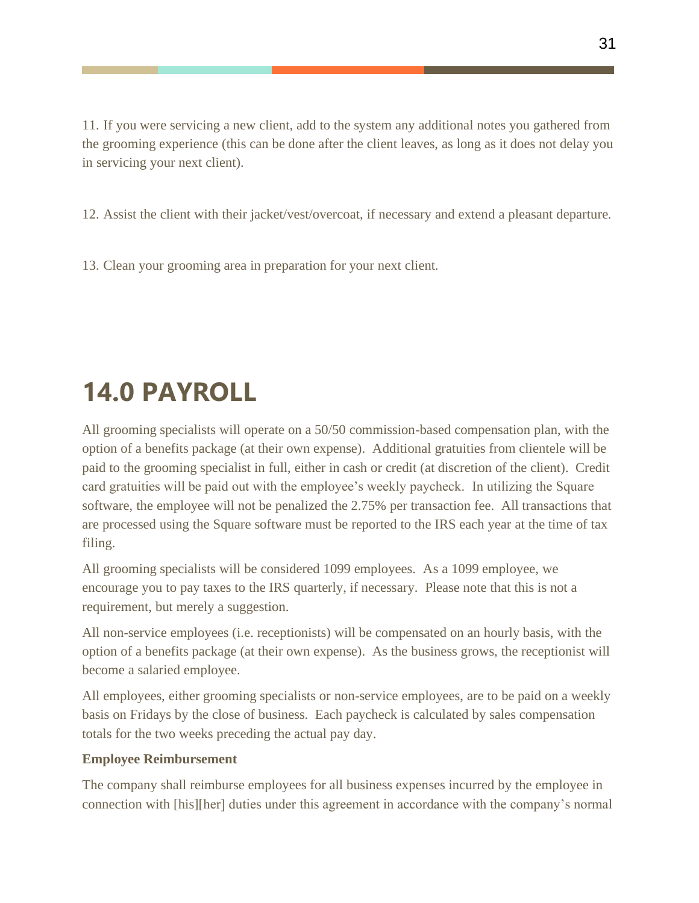11. If you were servicing a new client, add to the system any additional notes you gathered from the grooming experience (this can be done after the client leaves, as long as it does not delay you in servicing your next client).

12. Assist the client with their jacket/vest/overcoat, if necessary and extend a pleasant departure.

13. Clean your grooming area in preparation for your next client.

# 14.0 PAYROLL

All grooming specialists will operate on a 50/50 commission-based compensation plan, with the option of a benefits package (at their own expense). Additional gratuities from clientele will be paid to the grooming specialist in full, either in cash or credit (at discretion of the client). Credit card gratuities will be paid out with the employee's weekly paycheck. In utilizing the Square software, the employee will not be penalized the 2.75% per transaction fee. All transactions that are processed using the Square software must be reported to the IRS each year at the time of tax filing.

All grooming specialists will be considered 1099 employees. As a 1099 employee, we encourage you to pay taxes to the IRS quarterly, if necessary. Please note that this is not a requirement, but merely a suggestion.

All non-service employees (i.e. receptionists) will be compensated on an hourly basis, with the option of a benefits package (at their own expense). As the business grows, the receptionist will become a salaried employee.

All employees, either grooming specialists or non-service employees, are to be paid on a weekly basis on Fridays by the close of business. Each paycheck is calculated by sales compensation totals for the two weeks preceding the actual pay day.

**Employee Reimbursement**

The company shall reimburse employees for all business expenses incurred by the employee in connection with [his][her] duties under this agreement in accordance with the company's normal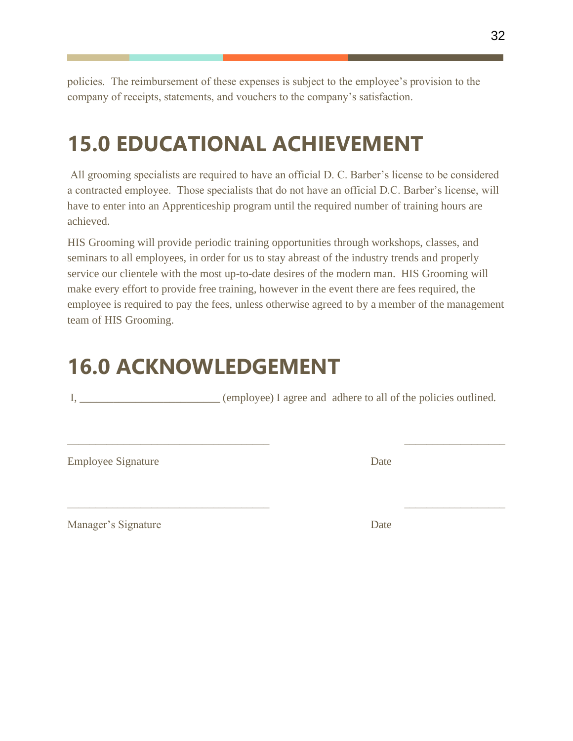policies. The reimbursement of these expenses is subject to the employee's provision to the company of receipts, statements, and vouchers to the company's satisfaction.

# 15.0 EDUCATIONAL ACHIEVEMENT

All grooming specialists are required to have an official D. C. Barber's license to be considered a contracted employee. Those specialists that do not have an official D.C. Barber's license, will have to enter into an Apprenticeship program until the required number of training hours are achieved.

HIS Grooming will provide periodic training opportunities through workshops, classes, and seminars to all employees, in order for us to stay abreast of the industry trends and properly service our clientele with the most up-to-date desires of the modern man. HIS Grooming will make every effort to provide free training, however in the event there are fees required, the employee is required to pay the fees, unless otherwise agreed to by a member of the management team of HIS Grooming.

# 16.0 ACKNOWLEDGEMENT

I, ________________________ (employee) I agree and adhere to all of the policies outlined.

___________________________________ _________________

Employee Signature Date

___________________________________ _________________

Manager's Signature Date